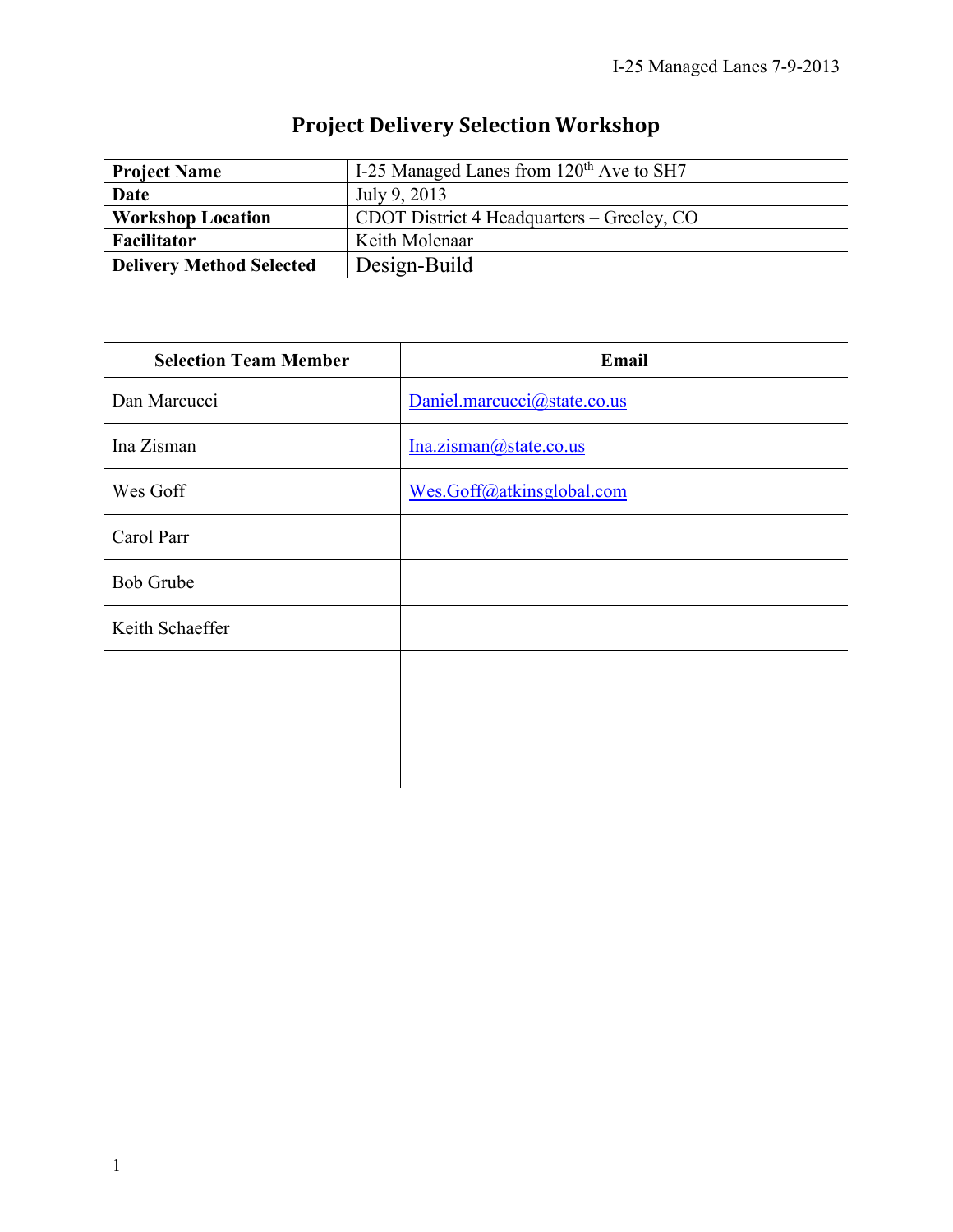# Project Delivery Selection Workshop

| **Project Name** | I-25 Managed Lanes from 120th Ave to SH7 |
|---|---|
| **Date** | July 9, 2013 |
| **Workshop Location** | CDOT District 4 Headquarters – Greeley, CO |
| **Facilitator** | Keith Molenaar |
| **Delivery Method Selected** | Design-Build |

| Selection Team Member | Email |
|---|---|
| Dan Marcucci | Daniel.marcucci@state.co.us |
| Ina Zisman | Ina.zisman@state.co.us |
| Wes Goff | Wes.Goff@atkinsglobal.com |
| Carol Parr | |
| Bob Grube | |
| Keith Schaeffer | |
| | |
| | |
| | |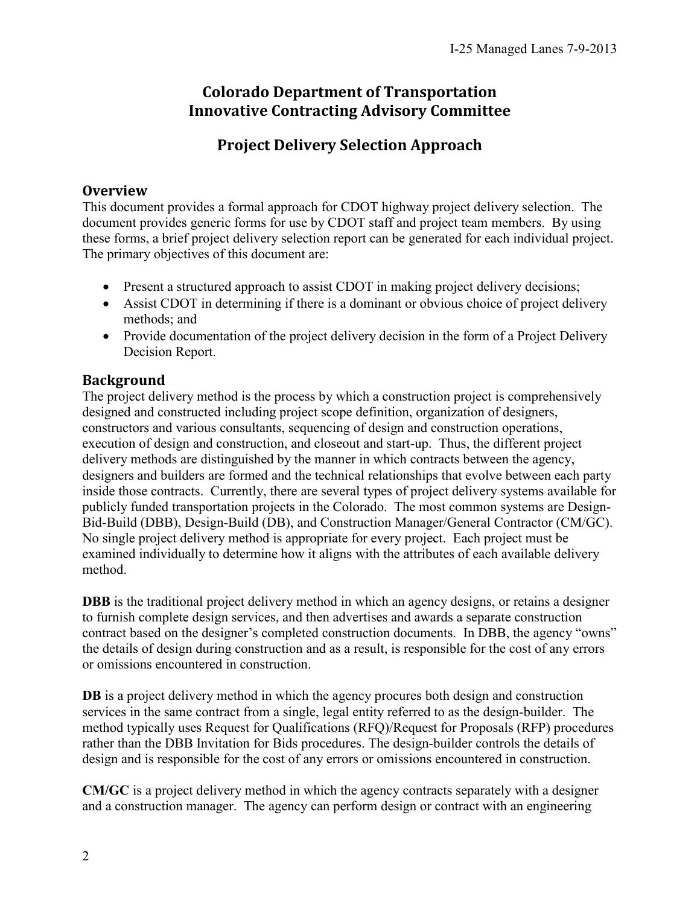# Colorado Department of Transportation Innovative Contracting Advisory Committee

## Project Delivery Selection Approach

### Overview

This document provides a formal approach for CDOT highway project delivery selection. The document provides generic forms for use by CDOT staff and project team members. By using these forms, a brief project delivery selection report can be generated for each individual project. The primary objectives of this document are:

- Present a structured approach to assist CDOT in making project delivery decisions;
- Assist CDOT in determining if there is a dominant or obvious choice of project delivery methods; and
- Provide documentation of the project delivery decision in the form of a Project Delivery Decision Report.

### Background

The project delivery method is the process by which a construction project is comprehensively designed and constructed including project scope definition, organization of designers, constructors and various consultants, sequencing of design and construction operations, execution of design and construction, and closeout and start-up. Thus, the different project delivery methods are distinguished by the manner in which contracts between the agency, designers and builders are formed and the technical relationships that evolve between each party inside those contracts. Currently, there are several types of project delivery systems available for publicly funded transportation projects in the Colorado. The most common systems are Design-Bid-Build (DBB), Design-Build (DB), and Construction Manager/General Contractor (CM/GC). No single project delivery method is appropriate for every project. Each project must be examined individually to determine how it aligns with the attributes of each available delivery method.

**DBB** is the traditional project delivery method in which an agency designs, or retains a designer to furnish complete design services, and then advertises and awards a separate construction contract based on the designer's completed construction documents. In DBB, the agency "owns" the details of design during construction and as a result, is responsible for the cost of any errors or omissions encountered in construction.

**DB** is a project delivery method in which the agency procures both design and construction services in the same contract from a single, legal entity referred to as the design-builder. The method typically uses Request for Qualifications (RFQ)/Request for Proposals (RFP) procedures rather than the DBB Invitation for Bids procedures. The design-builder controls the details of design and is responsible for the cost of any errors or omissions encountered in construction.

**CM/GC** is a project delivery method in which the agency contracts separately with a designer and a construction manager. The agency can perform design or contract with an engineering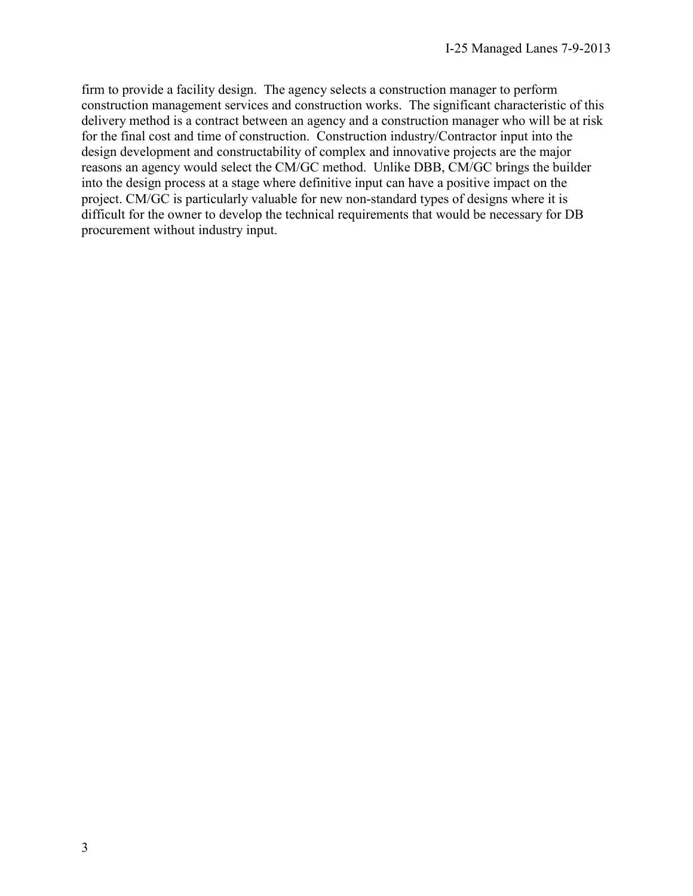firm to provide a facility design. The agency selects a construction manager to perform construction management services and construction works. The significant characteristic of this delivery method is a contract between an agency and a construction manager who will be at risk for the final cost and time of construction. Construction industry/Contractor input into the design development and constructability of complex and innovative projects are the major reasons an agency would select the CM/GC method. Unlike DBB, CM/GC brings the builder into the design process at a stage where definitive input can have a positive impact on the project. CM/GC is particularly valuable for new non-standard types of designs where it is difficult for the owner to develop the technical requirements that would be necessary for DB procurement without industry input.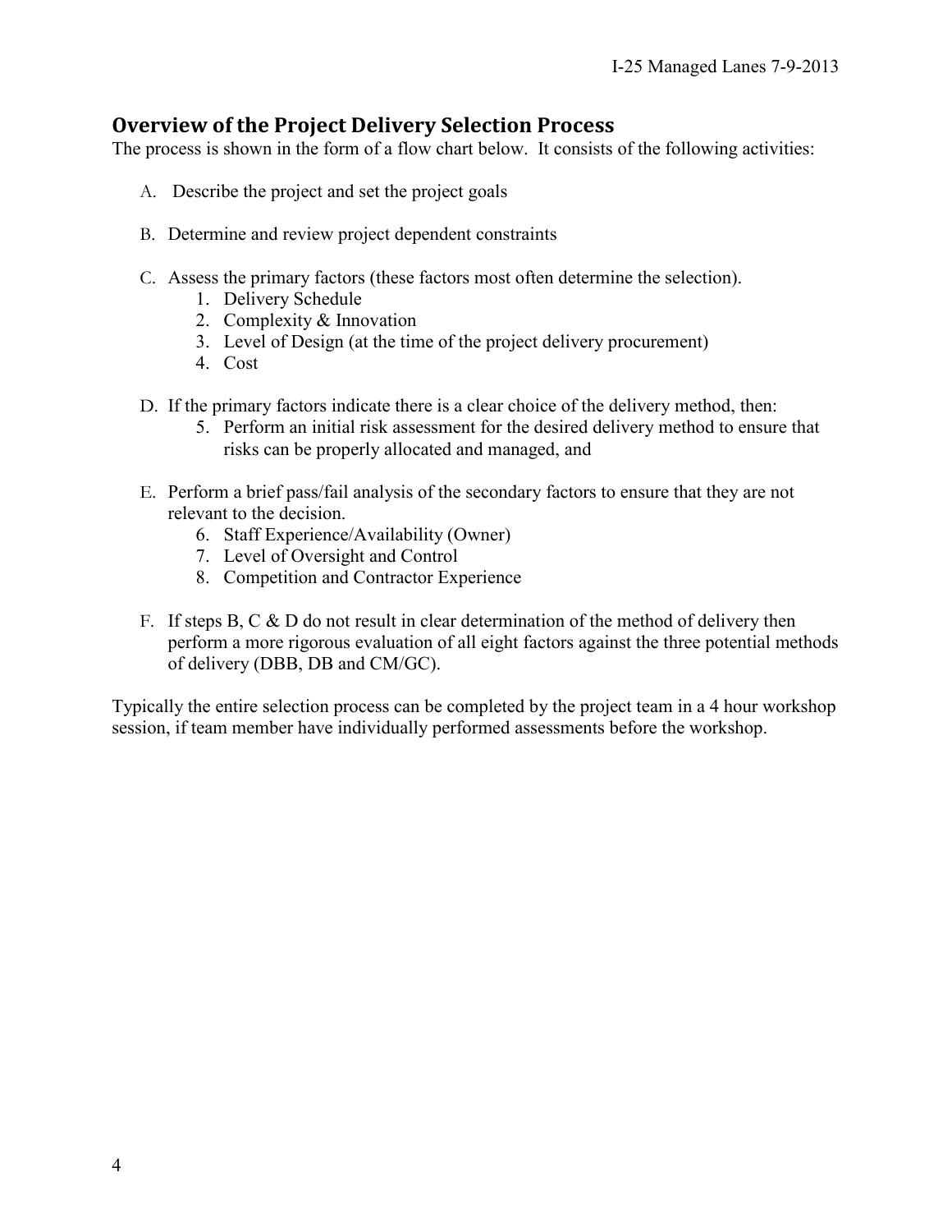## Overview of the Project Delivery Selection Process

The process is shown in the form of a flow chart below. It consists of the following activities:

A. Describe the project and set the project goals

B. Determine and review project dependent constraints

C. Assess the primary factors (these factors most often determine the selection).
   1. Delivery Schedule
   2. Complexity & Innovation
   3. Level of Design (at the time of the project delivery procurement)
   4. Cost

D. If the primary factors indicate there is a clear choice of the delivery method, then:
   5. Perform an initial risk assessment for the desired delivery method to ensure that risks can be properly allocated and managed, and

E. Perform a brief pass/fail analysis of the secondary factors to ensure that they are not relevant to the decision.
   6. Staff Experience/Availability (Owner)
   7. Level of Oversight and Control
   8. Competition and Contractor Experience

F. If steps B, C & D do not result in clear determination of the method of delivery then perform a more rigorous evaluation of all eight factors against the three potential methods of delivery (DBB, DB and CM/GC).

Typically the entire selection process can be completed by the project team in a 4 hour workshop session, if team member have individually performed assessments before the workshop.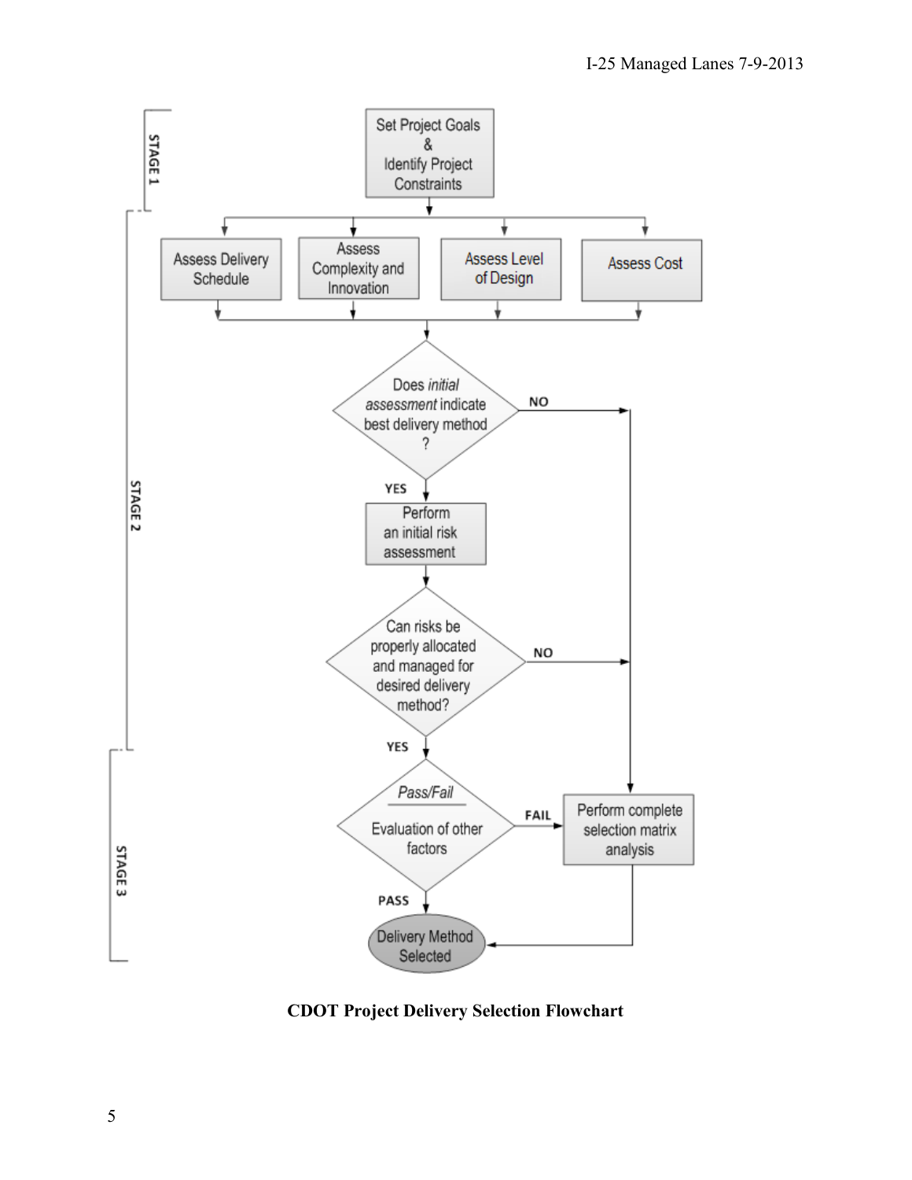**STAGE 1**

- Set Project Goals & Identify Project Constraints

**STAGE 2**

- Assess Delivery Schedule
- Assess Complexity and Innovation
- Assess Level of Design
- Assess Cost

Does *initial assessment* indicate best delivery method?

- NO → Perform complete selection matrix analysis
- YES → Perform an initial risk assessment

Can risks be properly allocated and managed for desired delivery method?

- NO → Perform complete selection matrix analysis
- YES → *Pass/Fail* Evaluation of other factors

**STAGE 3**

*Pass/Fail* Evaluation of other factors

- FAIL → Perform complete selection matrix analysis → Delivery Method Selected
- PASS → Delivery Method Selected

**CDOT Project Delivery Selection Flowchart**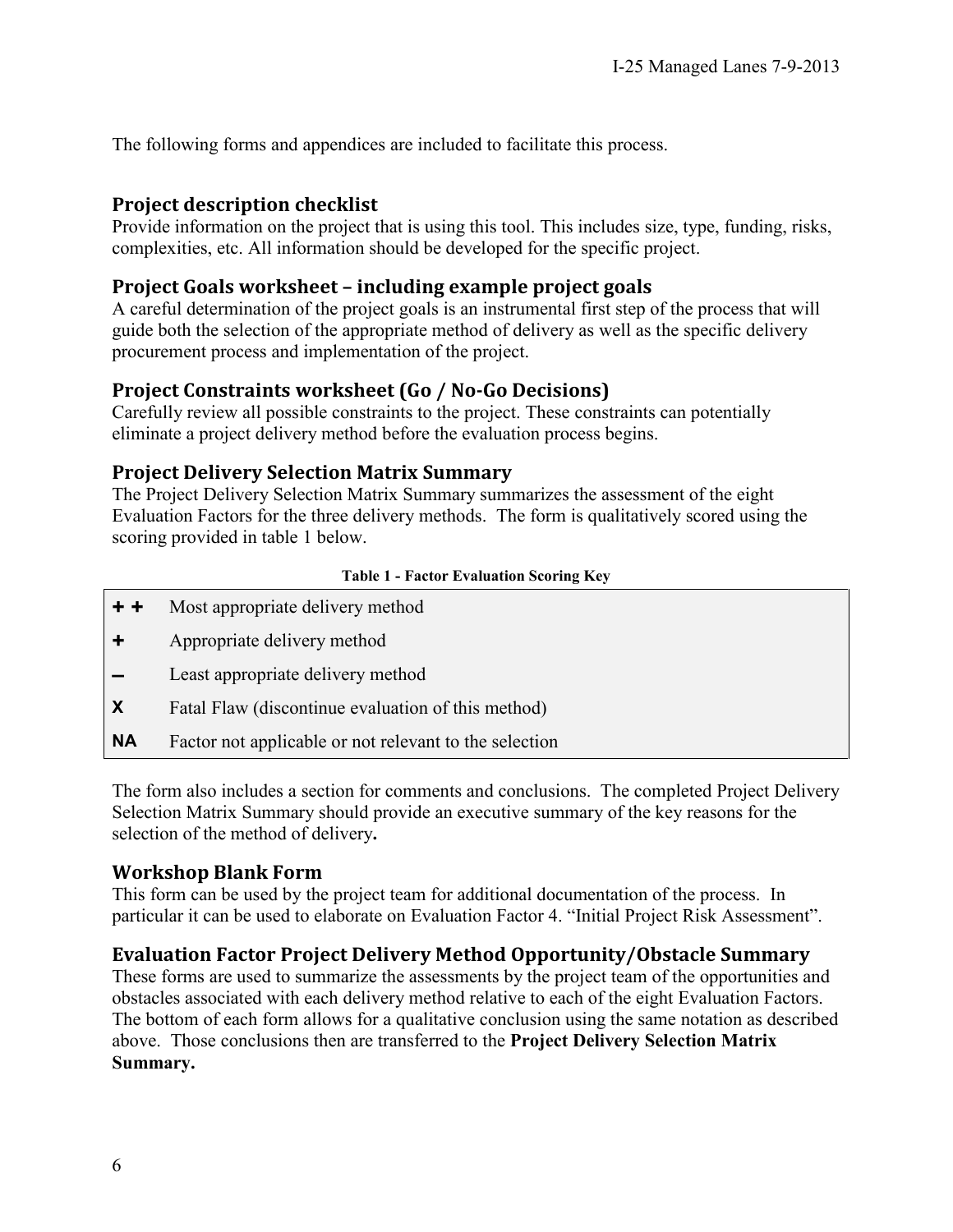The following forms and appendices are included to facilitate this process.

## Project description checklist

Provide information on the project that is using this tool. This includes size, type, funding, risks, complexities, etc. All information should be developed for the specific project.

## Project Goals worksheet – including example project goals

A careful determination of the project goals is an instrumental first step of the process that will guide both the selection of the appropriate method of delivery as well as the specific delivery procurement process and implementation of the project.

## Project Constraints worksheet (Go / No-Go Decisions)

Carefully review all possible constraints to the project. These constraints can potentially eliminate a project delivery method before the evaluation process begins.

## Project Delivery Selection Matrix Summary

The Project Delivery Selection Matrix Summary summarizes the assessment of the eight Evaluation Factors for the three delivery methods. The form is qualitatively scored using the scoring provided in table 1 below.

**Table 1 - Factor Evaluation Scoring Key**

| Symbol | Meaning |
|---|---|
| **+ +** | Most appropriate delivery method |
| **+** | Appropriate delivery method |
| **–** | Least appropriate delivery method |
| **X** | Fatal Flaw (discontinue evaluation of this method) |
| **NA** | Factor not applicable or not relevant to the selection |

The form also includes a section for comments and conclusions. The completed Project Delivery Selection Matrix Summary should provide an executive summary of the key reasons for the selection of the method of delivery**.**

## Workshop Blank Form

This form can be used by the project team for additional documentation of the process. In particular it can be used to elaborate on Evaluation Factor 4. "Initial Project Risk Assessment".

## Evaluation Factor Project Delivery Method Opportunity/Obstacle Summary

These forms are used to summarize the assessments by the project team of the opportunities and obstacles associated with each delivery method relative to each of the eight Evaluation Factors. The bottom of each form allows for a qualitative conclusion using the same notation as described above. Those conclusions then are transferred to the **Project Delivery Selection Matrix Summary.**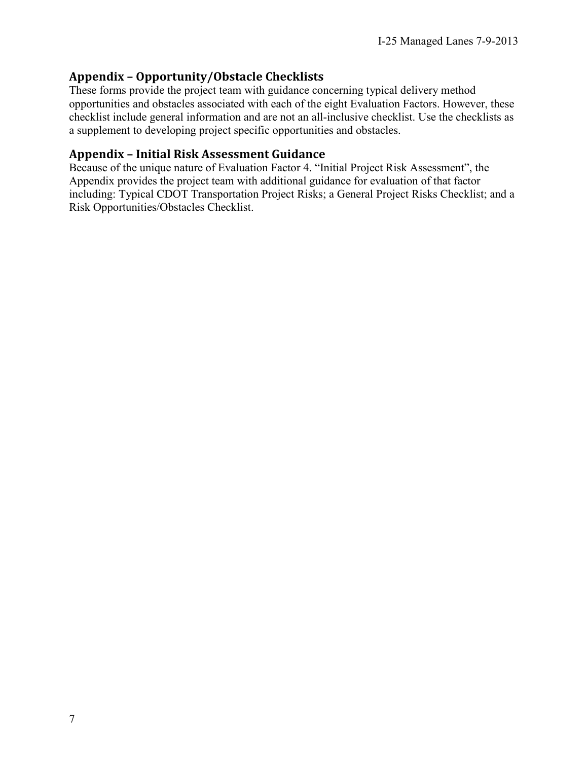## Appendix – Opportunity/Obstacle Checklists

These forms provide the project team with guidance concerning typical delivery method opportunities and obstacles associated with each of the eight Evaluation Factors. However, these checklist include general information and are not an all-inclusive checklist. Use the checklists as a supplement to developing project specific opportunities and obstacles.

## Appendix – Initial Risk Assessment Guidance

Because of the unique nature of Evaluation Factor 4. "Initial Project Risk Assessment", the Appendix provides the project team with additional guidance for evaluation of that factor including: Typical CDOT Transportation Project Risks; a General Project Risks Checklist; and a Risk Opportunities/Obstacles Checklist.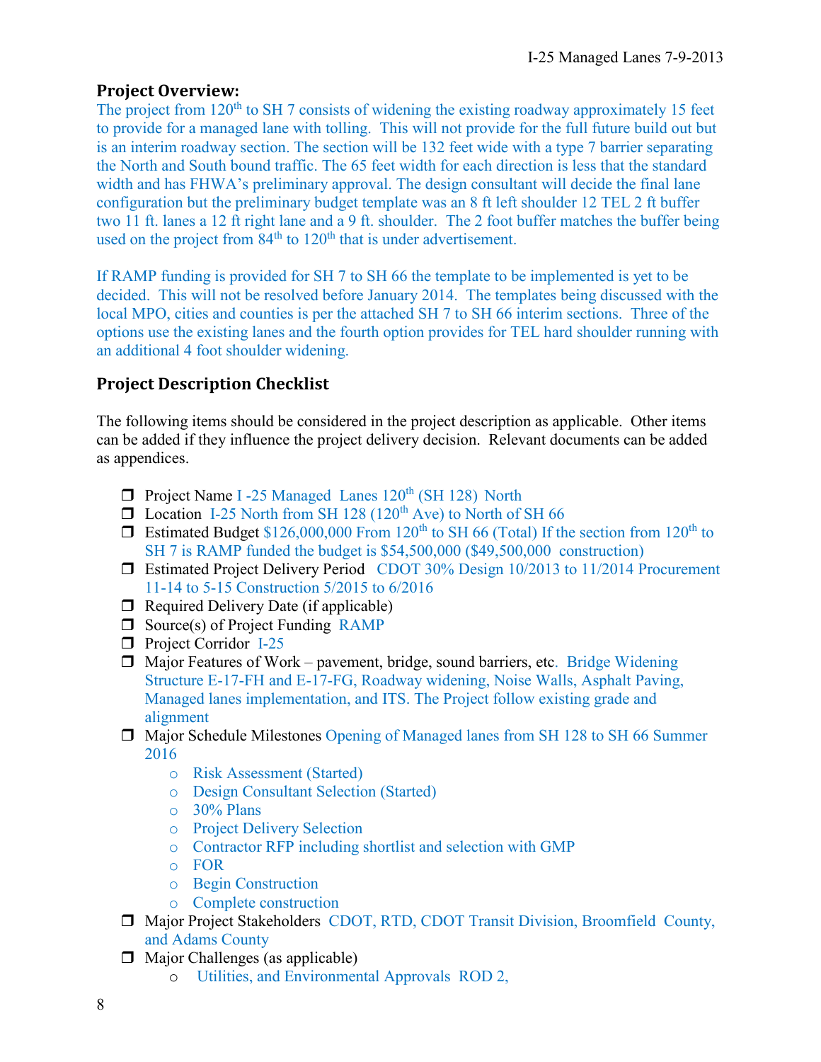## Project Overview:

The project from 120$^{th}$ to SH 7 consists of widening the existing roadway approximately 15 feet to provide for a managed lane with tolling. This will not provide for the full future build out but is an interim roadway section. The section will be 132 feet wide with a type 7 barrier separating the North and South bound traffic. The 65 feet width for each direction is less that the standard width and has FHWA's preliminary approval. The design consultant will decide the final lane configuration but the preliminary budget template was an 8 ft left shoulder 12 TEL 2 ft buffer two 11 ft. lanes a 12 ft right lane and a 9 ft. shoulder. The 2 foot buffer matches the buffer being used on the project from 84$^{th}$ to 120$^{th}$ that is under advertisement.

If RAMP funding is provided for SH 7 to SH 66 the template to be implemented is yet to be decided. This will not be resolved before January 2014. The templates being discussed with the local MPO, cities and counties is per the attached SH 7 to SH 66 interim sections. Three of the options use the existing lanes and the fourth option provides for TEL hard shoulder running with an additional 4 foot shoulder widening.

## Project Description Checklist

The following items should be considered in the project description as applicable. Other items can be added if they influence the project delivery decision. Relevant documents can be added as appendices.

- ❒ Project Name I -25 Managed Lanes 120$^{th}$ (SH 128) North
- ❒ Location I-25 North from SH 128 (120$^{th}$ Ave) to North of SH 66
- ❒ Estimated Budget $126,000,000 From 120$^{th}$ to SH 66 (Total) If the section from 120$^{th}$ to SH 7 is RAMP funded the budget is $54,500,000 ($49,500,000 construction)
- ❒ Estimated Project Delivery Period CDOT 30% Design 10/2013 to 11/2014 Procurement 11-14 to 5-15 Construction 5/2015 to 6/2016
- ❒ Required Delivery Date (if applicable)
- ❒ Source(s) of Project Funding RAMP
- ❒ Project Corridor I-25
- ❒ Major Features of Work – pavement, bridge, sound barriers, etc. Bridge Widening Structure E-17-FH and E-17-FG, Roadway widening, Noise Walls, Asphalt Paving, Managed lanes implementation, and ITS. The Project follow existing grade and alignment
- ❒ Major Schedule Milestones Opening of Managed lanes from SH 128 to SH 66 Summer 2016
  - Risk Assessment (Started)
  - Design Consultant Selection (Started)
  - 30% Plans
  - Project Delivery Selection
  - Contractor RFP including shortlist and selection with GMP
  - FOR
  - Begin Construction
  - Complete construction
- ❒ Major Project Stakeholders CDOT, RTD, CDOT Transit Division, Broomfield County, and Adams County
- ❒ Major Challenges (as applicable)
  - Utilities, and Environmental Approvals ROD 2,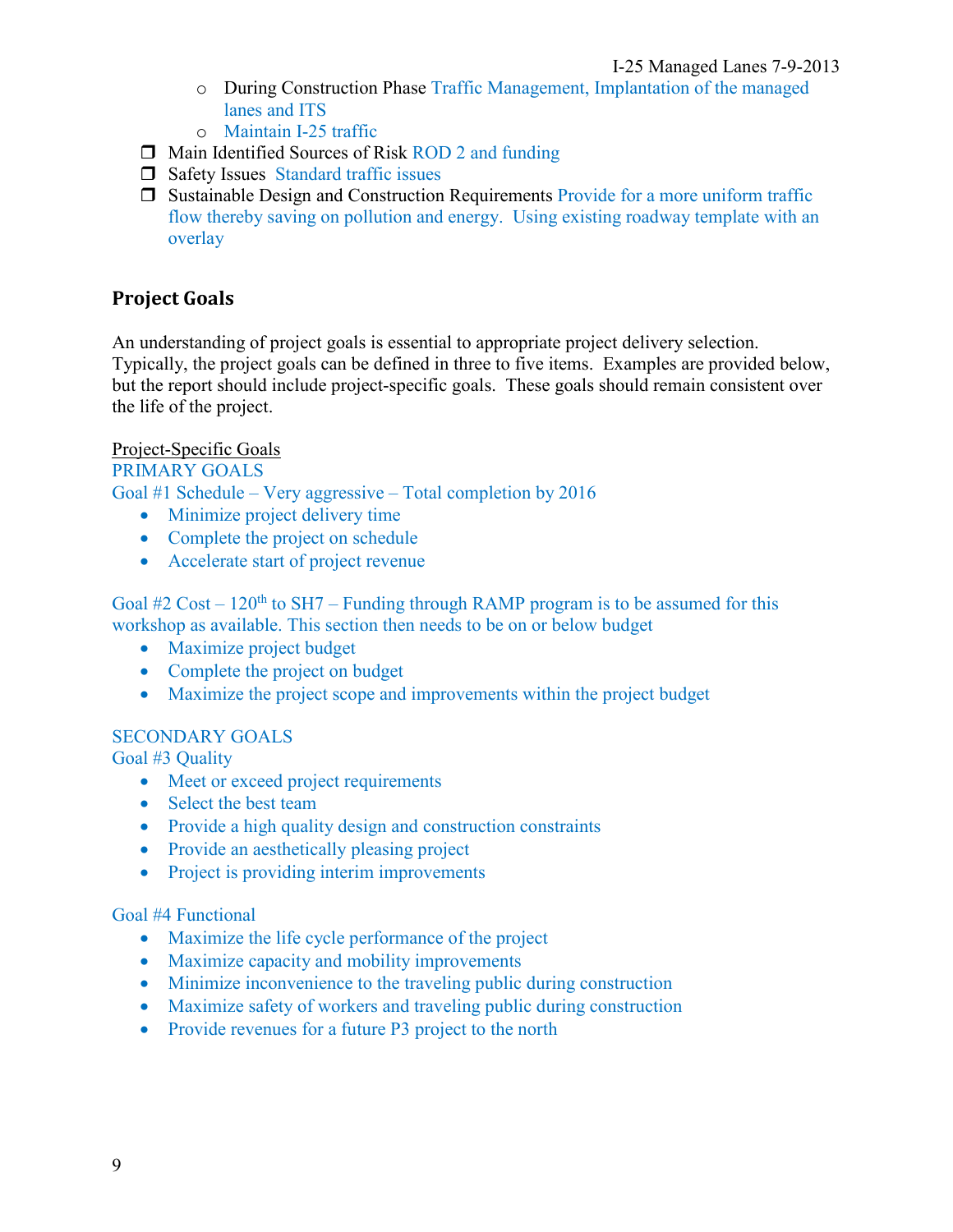- During Construction Phase Traffic Management, Implantation of the managed lanes and ITS
- Maintain I-25 traffic

❒ Main Identified Sources of Risk ROD 2 and funding
❒ Safety Issues Standard traffic issues
❒ Sustainable Design and Construction Requirements Provide for a more uniform traffic flow thereby saving on pollution and energy. Using existing roadway template with an overlay

## Project Goals

An understanding of project goals is essential to appropriate project delivery selection. Typically, the project goals can be defined in three to five items. Examples are provided below, but the report should include project-specific goals. These goals should remain consistent over the life of the project.

Project-Specific Goals

PRIMARY GOALS

Goal #1 Schedule – Very aggressive – Total completion by 2016

- Minimize project delivery time
- Complete the project on schedule
- Accelerate start of project revenue

Goal #2 Cost – 120th to SH7 – Funding through RAMP program is to be assumed for this workshop as available. This section then needs to be on or below budget

- Maximize project budget
- Complete the project on budget
- Maximize the project scope and improvements within the project budget

SECONDARY GOALS

Goal #3 Quality

- Meet or exceed project requirements
- Select the best team
- Provide a high quality design and construction constraints
- Provide an aesthetically pleasing project
- Project is providing interim improvements

Goal #4 Functional

- Maximize the life cycle performance of the project
- Maximize capacity and mobility improvements
- Minimize inconvenience to the traveling public during construction
- Maximize safety of workers and traveling public during construction
- Provide revenues for a future P3 project to the north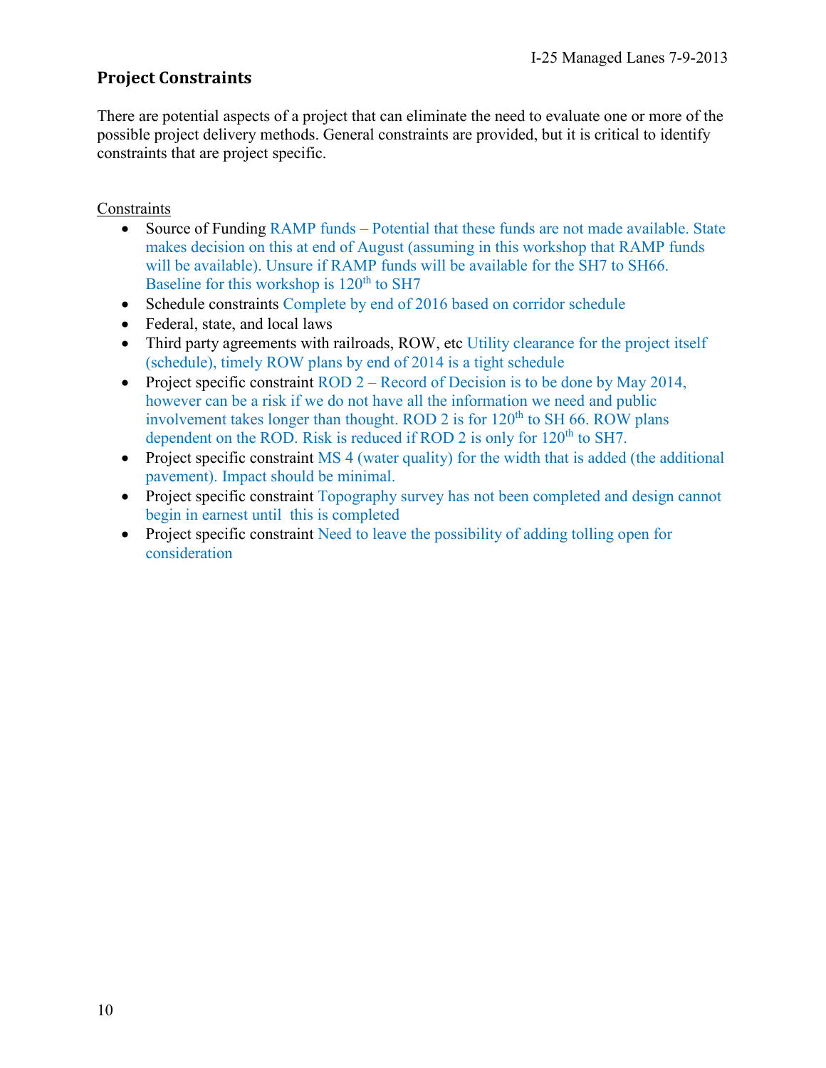## Project Constraints

There are potential aspects of a project that can eliminate the need to evaluate one or more of the possible project delivery methods. General constraints are provided, but it is critical to identify constraints that are project specific.

Constraints

- Source of Funding RAMP funds – Potential that these funds are not made available. State makes decision on this at end of August (assuming in this workshop that RAMP funds will be available). Unsure if RAMP funds will be available for the SH7 to SH66. Baseline for this workshop is 120th to SH7
- Schedule constraints Complete by end of 2016 based on corridor schedule
- Federal, state, and local laws
- Third party agreements with railroads, ROW, etc Utility clearance for the project itself (schedule), timely ROW plans by end of 2014 is a tight schedule
- Project specific constraint ROD 2 – Record of Decision is to be done by May 2014, however can be a risk if we do not have all the information we need and public involvement takes longer than thought. ROD 2 is for 120th to SH 66. ROW plans dependent on the ROD. Risk is reduced if ROD 2 is only for 120th to SH7.
- Project specific constraint MS 4 (water quality) for the width that is added (the additional pavement). Impact should be minimal.
- Project specific constraint Topography survey has not been completed and design cannot begin in earnest until this is completed
- Project specific constraint Need to leave the possibility of adding tolling open for consideration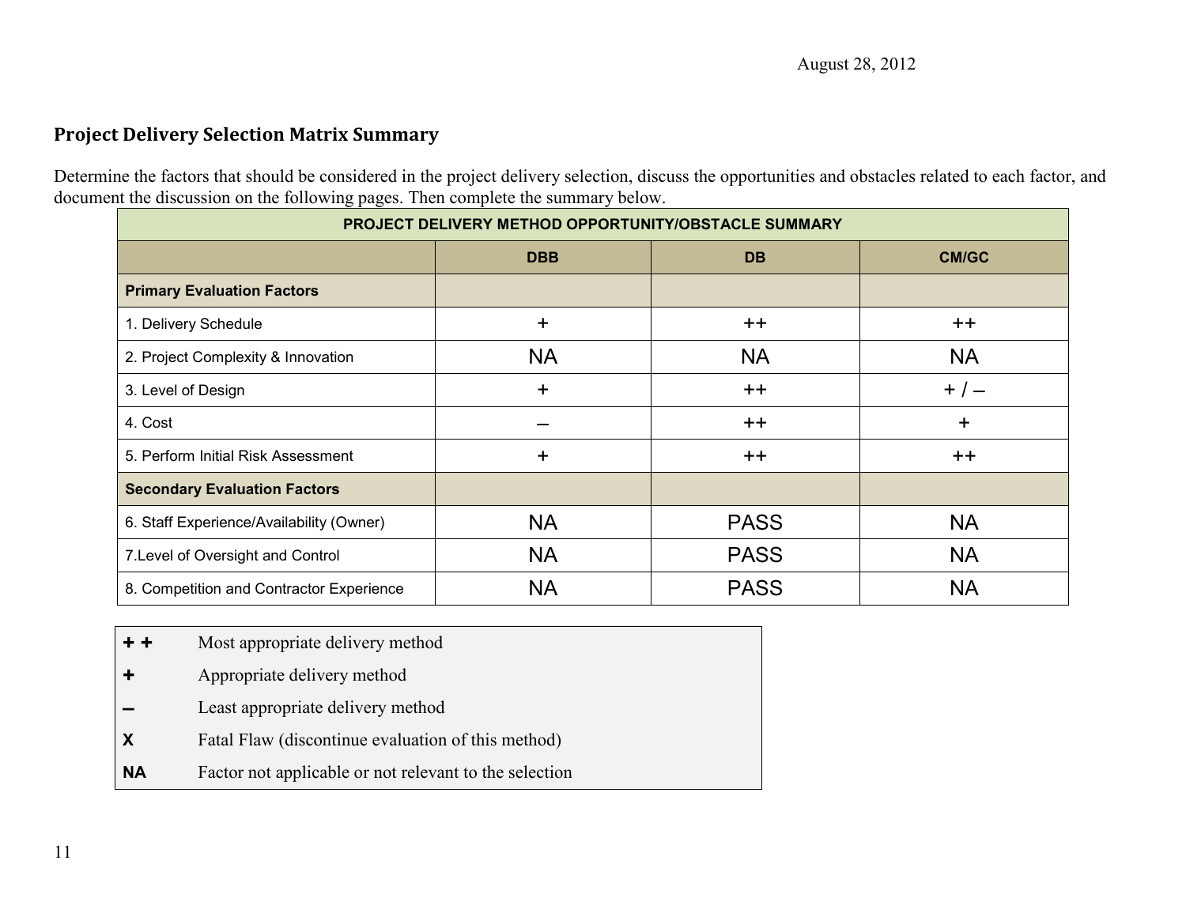## Project Delivery Selection Matrix Summary

Determine the factors that should be considered in the project delivery selection, discuss the opportunities and obstacles related to each factor, and document the discussion on the following pages. Then complete the summary below.

| PROJECT DELIVERY METHOD OPPORTUNITY/OBSTACLE SUMMARY | | | |
|---|---|---|---|
| | **DBB** | **DB** | **CM/GC** |
| **Primary Evaluation Factors** | | | |
| 1. Delivery Schedule | + | ++ | ++ |
| 2. Project Complexity & Innovation | NA | NA | NA |
| 3. Level of Design | + | ++ | + / – |
| 4. Cost | – | ++ | + |
| 5. Perform Initial Risk Assessment | + | ++ | ++ |
| **Secondary Evaluation Factors** | | | |
| 6. Staff Experience/Availability (Owner) | NA | PASS | NA |
| 7.Level of Oversight and Control | NA | PASS | NA |
| 8. Competition and Contractor Experience | NA | PASS | NA |

| | |
|---|---|
| **+ +** | Most appropriate delivery method |
| **+** | Appropriate delivery method |
| **–** | Least appropriate delivery method |
| **X** | Fatal Flaw (discontinue evaluation of this method) |
| **NA** | Factor not applicable or not relevant to the selection |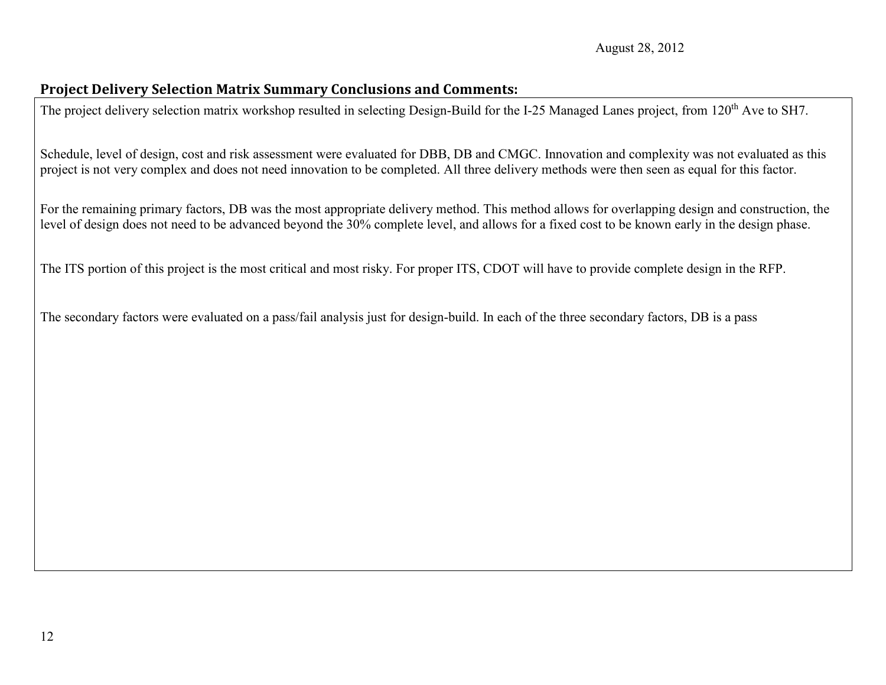August 28, 2012

## Project Delivery Selection Matrix Summary Conclusions and Comments:

The project delivery selection matrix workshop resulted in selecting Design-Build for the I-25 Managed Lanes project, from 120th Ave to SH7.

Schedule, level of design, cost and risk assessment were evaluated for DBB, DB and CMGC. Innovation and complexity was not evaluated as this project is not very complex and does not need innovation to be completed. All three delivery methods were then seen as equal for this factor.

For the remaining primary factors, DB was the most appropriate delivery method. This method allows for overlapping design and construction, the level of design does not need to be advanced beyond the 30% complete level, and allows for a fixed cost to be known early in the design phase.

The ITS portion of this project is the most critical and most risky. For proper ITS, CDOT will have to provide complete design in the RFP.

The secondary factors were evaluated on a pass/fail analysis just for design-build. In each of the three secondary factors, DB is a pass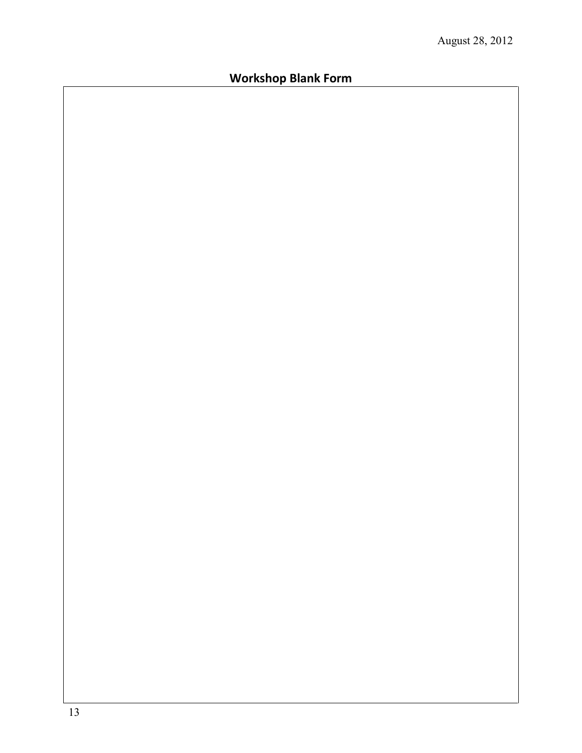## Workshop Blank Form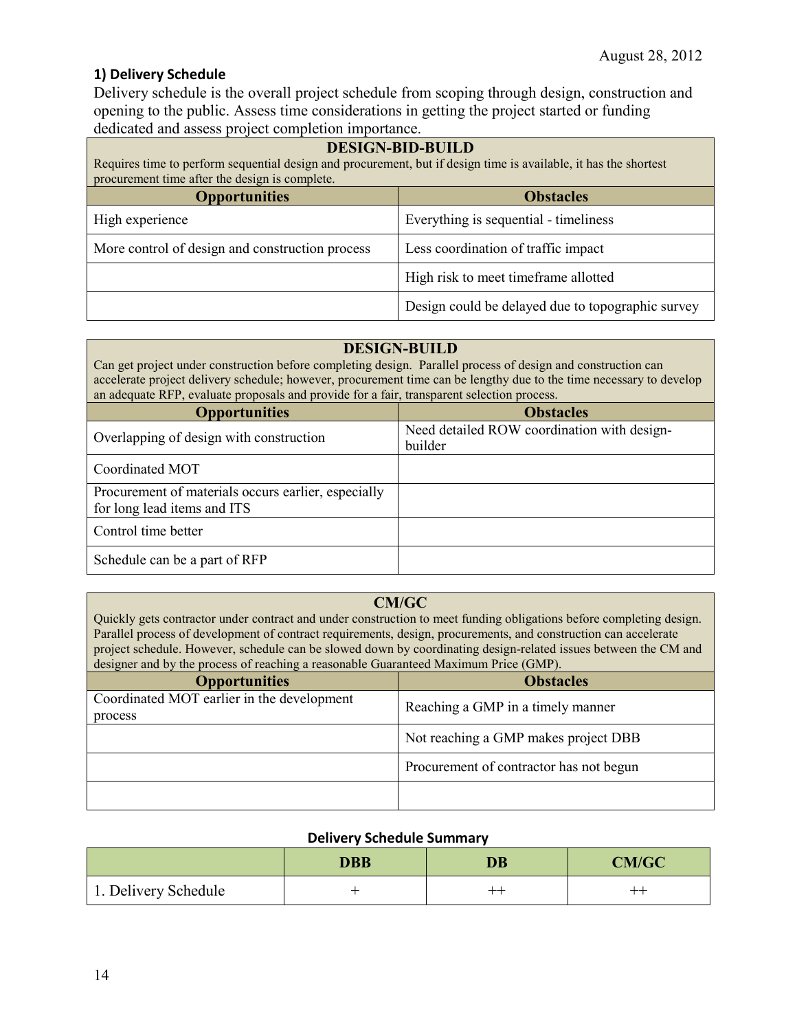August 28, 2012

### 1) Delivery Schedule

Delivery schedule is the overall project schedule from scoping through design, construction and opening to the public. Assess time considerations in getting the project started or funding dedicated and assess project completion importance.

**DESIGN-BID-BUILD**

Requires time to perform sequential design and procurement, but if design time is available, it has the shortest procurement time after the design is complete.

| Opportunities | Obstacles |
|---|---|
| High experience | Everything is sequential - timeliness |
| More control of design and construction process | Less coordination of traffic impact |
| | High risk to meet timeframe allotted |
| | Design could be delayed due to topographic survey |

**DESIGN-BUILD**

Can get project under construction before completing design. Parallel process of design and construction can accelerate project delivery schedule; however, procurement time can be lengthy due to the time necessary to develop an adequate RFP, evaluate proposals and provide for a fair, transparent selection process.

| Opportunities | Obstacles |
|---|---|
| Overlapping of design with construction | Need detailed ROW coordination with design-builder |
| Coordinated MOT | |
| Procurement of materials occurs earlier, especially for long lead items and ITS | |
| Control time better | |
| Schedule can be a part of RFP | |

**CM/GC**

Quickly gets contractor under contract and under construction to meet funding obligations before completing design. Parallel process of development of contract requirements, design, procurements, and construction can accelerate project schedule. However, schedule can be slowed down by coordinating design-related issues between the CM and designer and by the process of reaching a reasonable Guaranteed Maximum Price (GMP).

| Opportunities | Obstacles |
|---|---|
| Coordinated MOT earlier in the development process | Reaching a GMP in a timely manner |
| | Not reaching a GMP makes project DBB |
| | Procurement of contractor has not begun |
| | |

**Delivery Schedule Summary**

| | DBB | DB | CM/GC |
|---|---|---|---|
| 1. Delivery Schedule | + | ++ | ++ |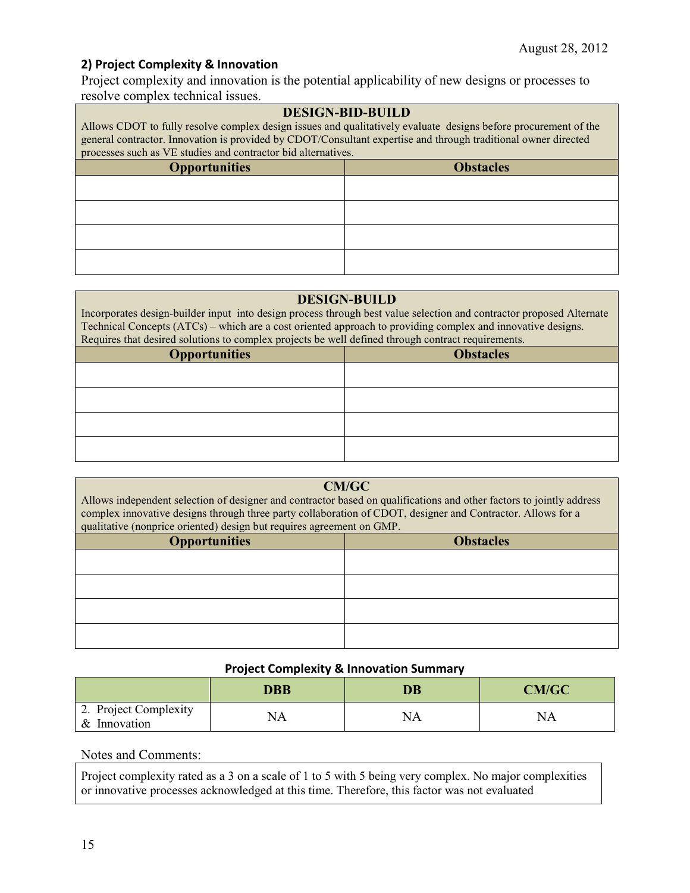August 28, 2012

## 2) Project Complexity & Innovation

Project complexity and innovation is the potential applicability of new designs or processes to resolve complex technical issues.

| DESIGN-BID-BUILD<br>Allows CDOT to fully resolve complex design issues and qualitatively evaluate designs before procurement of the general contractor. Innovation is provided by CDOT/Consultant expertise and through traditional owner directed processes such as VE studies and contractor bid alternatives. | |
|---|---|
| **Opportunities** | **Obstacles** |
| | |
| | |
| | |
| | |

| DESIGN-BUILD<br>Incorporates design-builder input into design process through best value selection and contractor proposed Alternate Technical Concepts (ATCs) – which are a cost oriented approach to providing complex and innovative designs. Requires that desired solutions to complex projects be well defined through contract requirements. | |
|---|---|
| **Opportunities** | **Obstacles** |
| | |
| | |
| | |
| | |

| CM/GC<br>Allows independent selection of designer and contractor based on qualifications and other factors to jointly address complex innovative designs through three party collaboration of CDOT, designer and Contractor. Allows for a qualitative (nonprice oriented) design but requires agreement on GMP. | |
|---|---|
| **Opportunities** | **Obstacles** |
| | |
| | |
| | |
| | |

**Project Complexity & Innovation Summary**

| | DBB | DB | CM/GC |
|---|---|---|---|
| 2. Project Complexity & Innovation | NA | NA | NA |

Notes and Comments:

Project complexity rated as a 3 on a scale of 1 to 5 with 5 being very complex. No major complexities or innovative processes acknowledged at this time. Therefore, this factor was not evaluated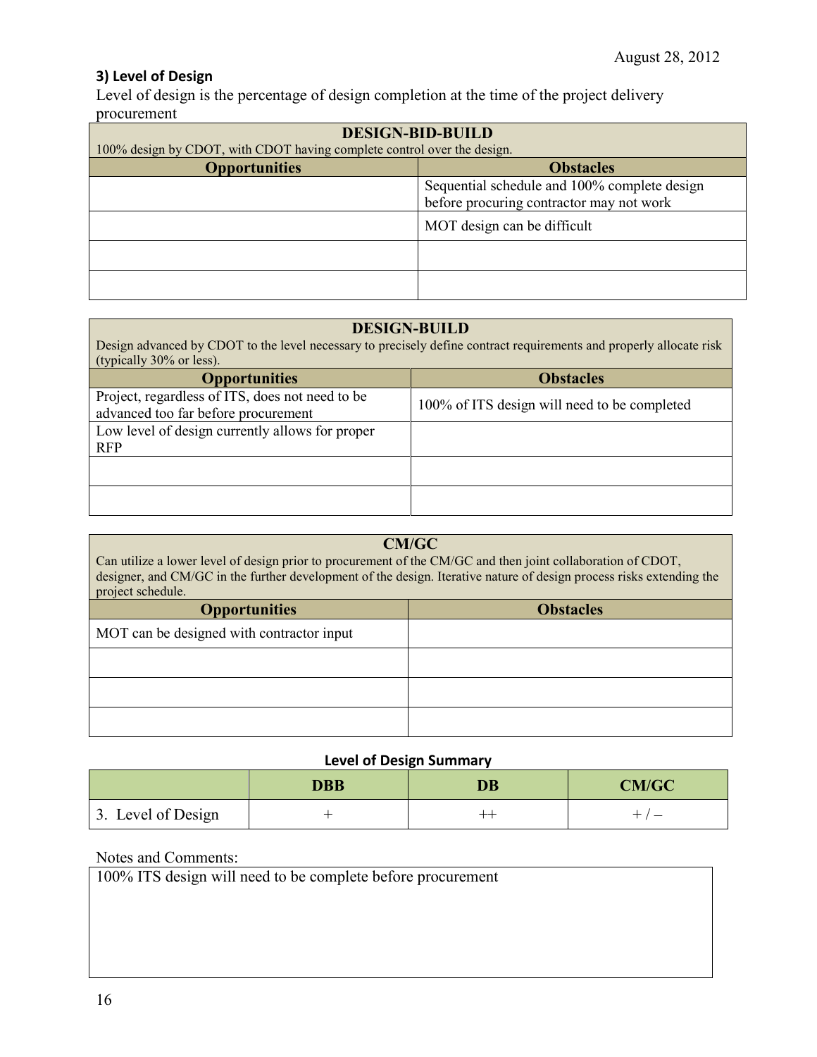### 3) Level of Design

Level of design is the percentage of design completion at the time of the project delivery procurement

| DESIGN-BID-BUILD<br>100% design by CDOT, with CDOT having complete control over the design. | |
|---|---|
| **Opportunities** | **Obstacles** |
| | Sequential schedule and 100% complete design before procuring contractor may not work |
| | MOT design can be difficult |
| | |
| | |

| DESIGN-BUILD<br>Design advanced by CDOT to the level necessary to precisely define contract requirements and properly allocate risk (typically 30% or less). | |
|---|---|
| **Opportunities** | **Obstacles** |
| Project, regardless of ITS, does not need to be advanced too far before procurement | 100% of ITS design will need to be completed |
| Low level of design currently allows for proper RFP | |
| | |
| | |

| CM/GC<br>Can utilize a lower level of design prior to procurement of the CM/GC and then joint collaboration of CDOT, designer, and CM/GC in the further development of the design. Iterative nature of design process risks extending the project schedule. | |
|---|---|
| **Opportunities** | **Obstacles** |
| MOT can be designed with contractor input | |
| | |
| | |
| | |

**Level of Design Summary**

| | DBB | DB | CM/GC |
|---|---|---|---|
| 3. Level of Design | + | ++ | + / – |

Notes and Comments:

100% ITS design will need to be complete before procurement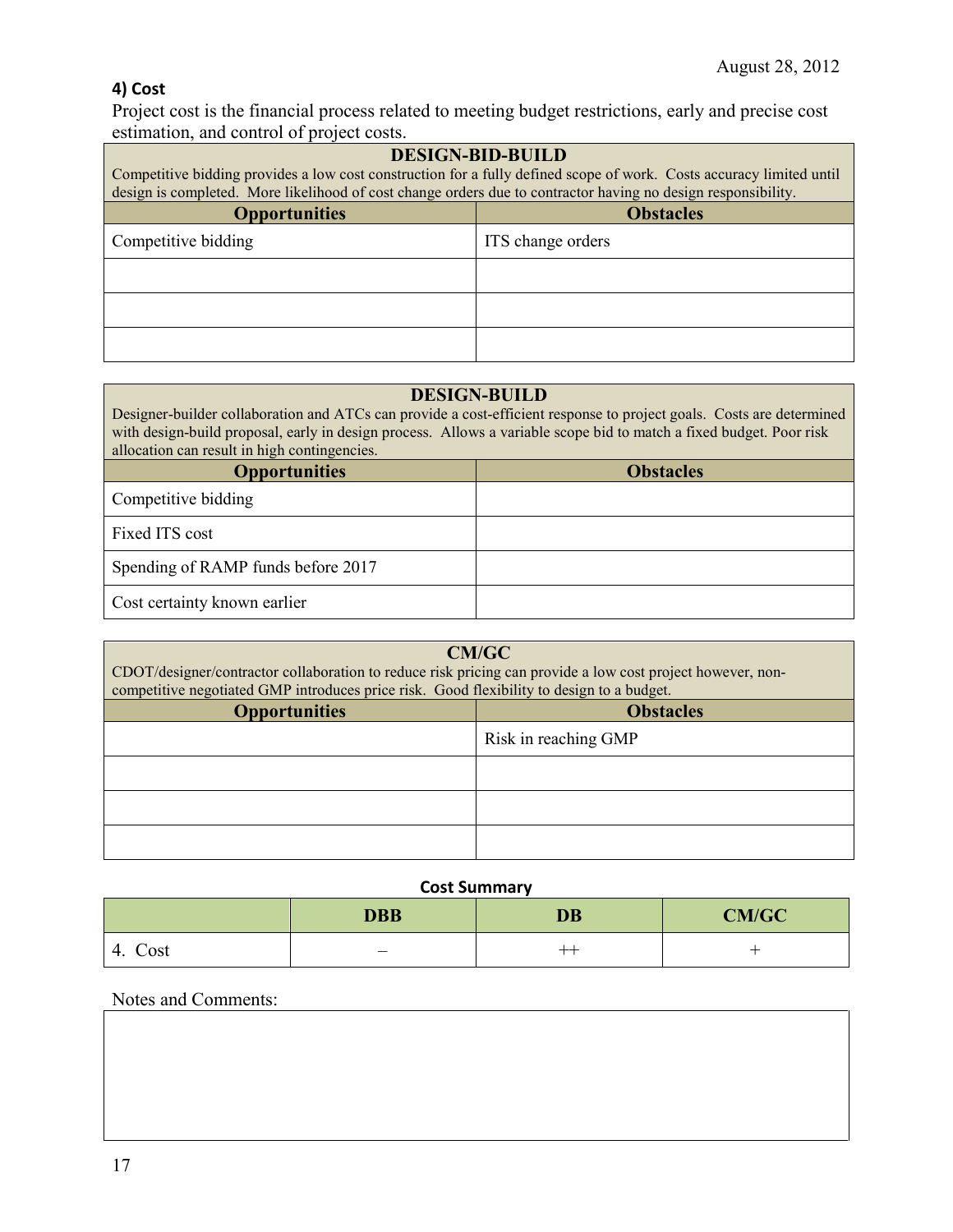August 28, 2012

### 4) Cost

Project cost is the financial process related to meeting budget restrictions, early and precise cost estimation, and control of project costs.

| DESIGN-BID-BUILD<br>Competitive bidding provides a low cost construction for a fully defined scope of work. Costs accuracy limited until design is completed. More likelihood of cost change orders due to contractor having no design responsibility. | |
|---|---|
| **Opportunities** | **Obstacles** |
| Competitive bidding | ITS change orders |
| | |
| | |
| | |

| DESIGN-BUILD<br>Designer-builder collaboration and ATCs can provide a cost-efficient response to project goals. Costs are determined with design-build proposal, early in design process. Allows a variable scope bid to match a fixed budget. Poor risk allocation can result in high contingencies. | |
|---|---|
| **Opportunities** | **Obstacles** |
| Competitive bidding | |
| Fixed ITS cost | |
| Spending of RAMP funds before 2017 | |
| Cost certainty known earlier | |

| CM/GC<br>CDOT/designer/contractor collaboration to reduce risk pricing can provide a low cost project however, non-competitive negotiated GMP introduces price risk. Good flexibility to design to a budget. | |
|---|---|
| **Opportunities** | **Obstacles** |
| | Risk in reaching GMP |
| | |
| | |
| | |

**Cost Summary**

| | DBB | DB | CM/GC |
|---|---|---|---|
| 4. Cost | – | ++ | + |

Notes and Comments: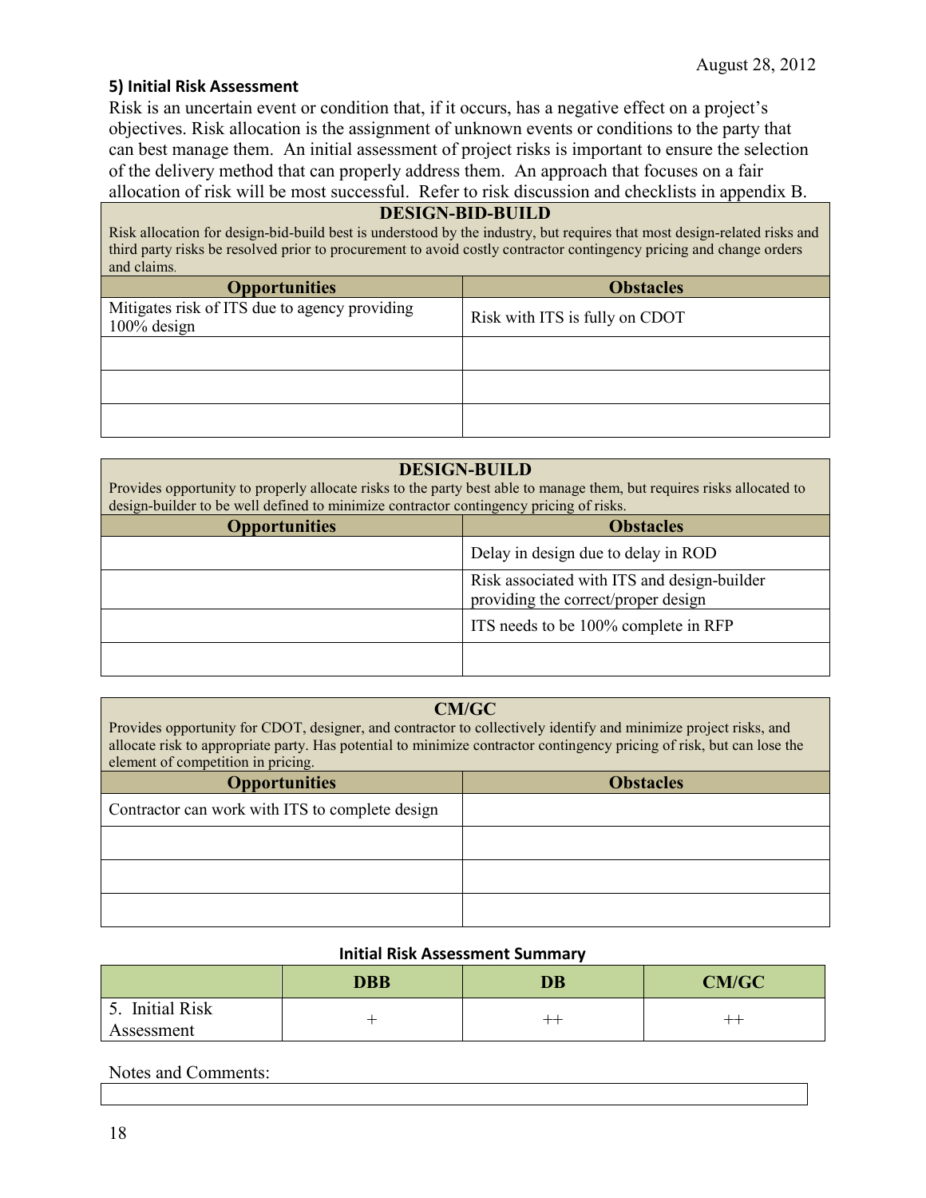### 5) Initial Risk Assessment

Risk is an uncertain event or condition that, if it occurs, has a negative effect on a project's objectives. Risk allocation is the assignment of unknown events or conditions to the party that can best manage them. An initial assessment of project risks is important to ensure the selection of the delivery method that can properly address them. An approach that focuses on a fair allocation of risk will be most successful. Refer to risk discussion and checklists in appendix B.

**DESIGN-BID-BUILD**

Risk allocation for design-bid-build best is understood by the industry, but requires that most design-related risks and third party risks be resolved prior to procurement to avoid costly contractor contingency pricing and change orders and claims.

| Opportunities | Obstacles |
|---|---|
| Mitigates risk of ITS due to agency providing 100% design | Risk with ITS is fully on CDOT |
| | |
| | |
| | |

**DESIGN-BUILD**

Provides opportunity to properly allocate risks to the party best able to manage them, but requires risks allocated to design-builder to be well defined to minimize contractor contingency pricing of risks.

| Opportunities | Obstacles |
|---|---|
| | Delay in design due to delay in ROD |
| | Risk associated with ITS and design-builder providing the correct/proper design |
| | ITS needs to be 100% complete in RFP |
| | |

**CM/GC**

Provides opportunity for CDOT, designer, and contractor to collectively identify and minimize project risks, and allocate risk to appropriate party. Has potential to minimize contractor contingency pricing of risk, but can lose the element of competition in pricing.

| Opportunities | Obstacles |
|---|---|
| Contractor can work with ITS to complete design | |
| | |
| | |
| | |

**Initial Risk Assessment Summary**

| | DBB | DB | CM/GC |
|---|---|---|---|
| 5. Initial Risk Assessment | + | ++ | ++ |

Notes and Comments: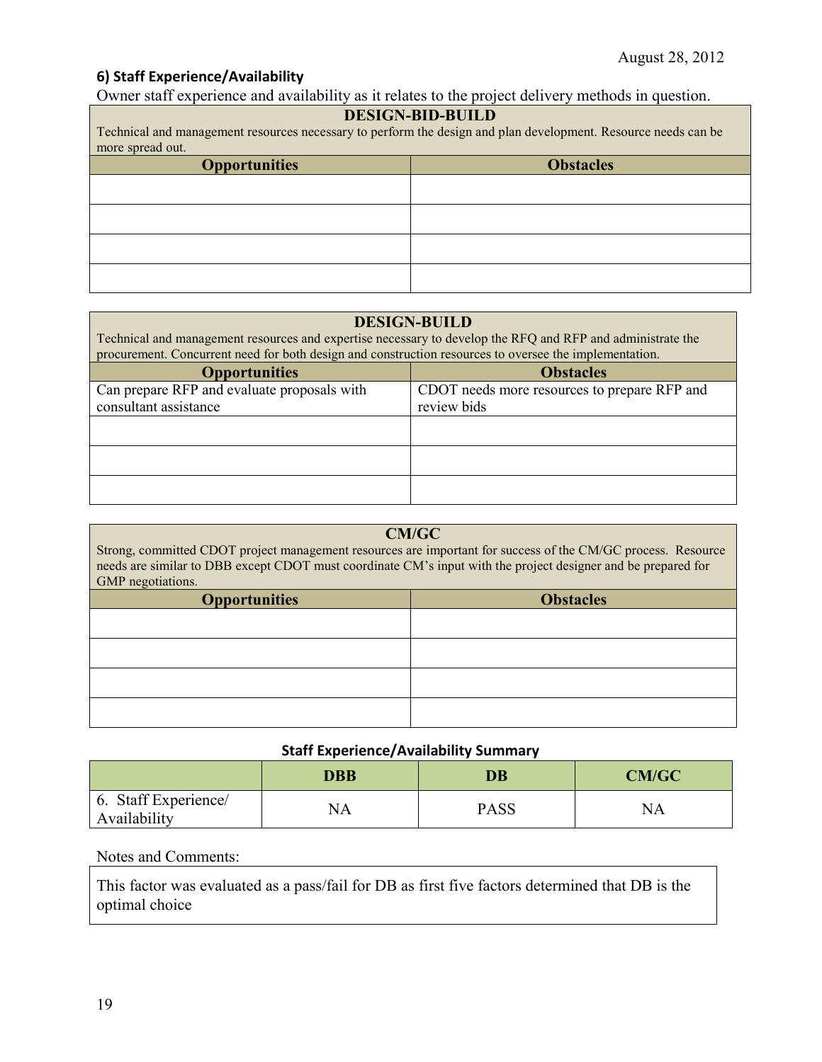August 28, 2012

### 6) Staff Experience/Availability

Owner staff experience and availability as it relates to the project delivery methods in question.

| DESIGN-BID-BUILD<br>Technical and management resources necessary to perform the design and plan development. Resource needs can be more spread out. | |
|---|---|
| **Opportunities** | **Obstacles** |
| | |
| | |
| | |
| | |

| DESIGN-BUILD<br>Technical and management resources and expertise necessary to develop the RFQ and RFP and administrate the procurement. Concurrent need for both design and construction resources to oversee the implementation. | |
|---|---|
| **Opportunities** | **Obstacles** |
| Can prepare RFP and evaluate proposals with consultant assistance | CDOT needs more resources to prepare RFP and review bids |
| | |
| | |
| | |

| CM/GC<br>Strong, committed CDOT project management resources are important for success of the CM/GC process. Resource needs are similar to DBB except CDOT must coordinate CM's input with the project designer and be prepared for GMP negotiations. | |
|---|---|
| **Opportunities** | **Obstacles** |
| | |
| | |
| | |
| | |

**Staff Experience/Availability Summary**

| | DBB | DB | CM/GC |
|---|---|---|---|
| 6. Staff Experience/ Availability | NA | PASS | NA |

Notes and Comments:

This factor was evaluated as a pass/fail for DB as first five factors determined that DB is the optimal choice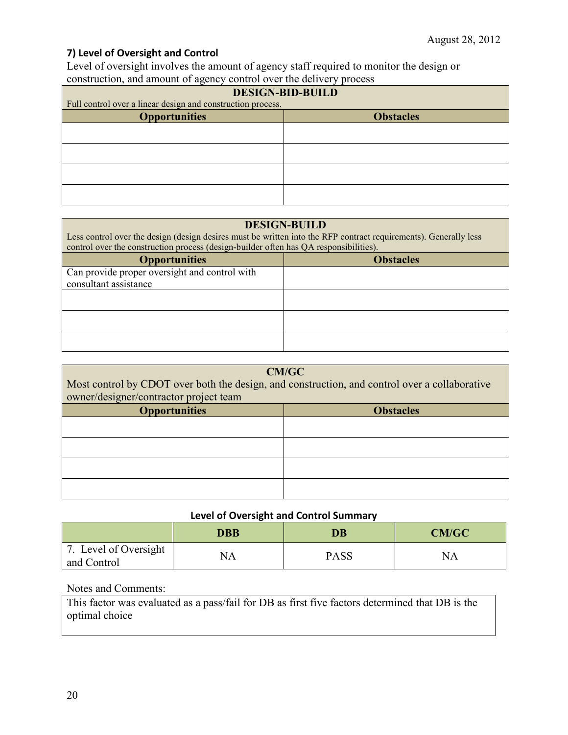August 28, 2012

### 7) Level of Oversight and Control

Level of oversight involves the amount of agency staff required to monitor the design or construction, and amount of agency control over the delivery process

| DESIGN-BID-BUILD<br>Full control over a linear design and construction process. | |
|---|---|
| **Opportunities** | **Obstacles** |
| | |
| | |
| | |
| | |

| DESIGN-BUILD<br>Less control over the design (design desires must be written into the RFP contract requirements). Generally less control over the construction process (design-builder often has QA responsibilities). | |
|---|---|
| **Opportunities** | **Obstacles** |
| Can provide proper oversight and control with consultant assistance | |
| | |
| | |
| | |

| CM/GC<br>Most control by CDOT over both the design, and construction, and control over a collaborative owner/designer/contractor project team | |
|---|---|
| **Opportunities** | **Obstacles** |
| | |
| | |
| | |
| | |

**Level of Oversight and Control Summary**

| | DBB | DB | CM/GC |
|---|---|---|---|
| 7. Level of Oversight and Control | NA | PASS | NA |

Notes and Comments:

This factor was evaluated as a pass/fail for DB as first five factors determined that DB is the optimal choice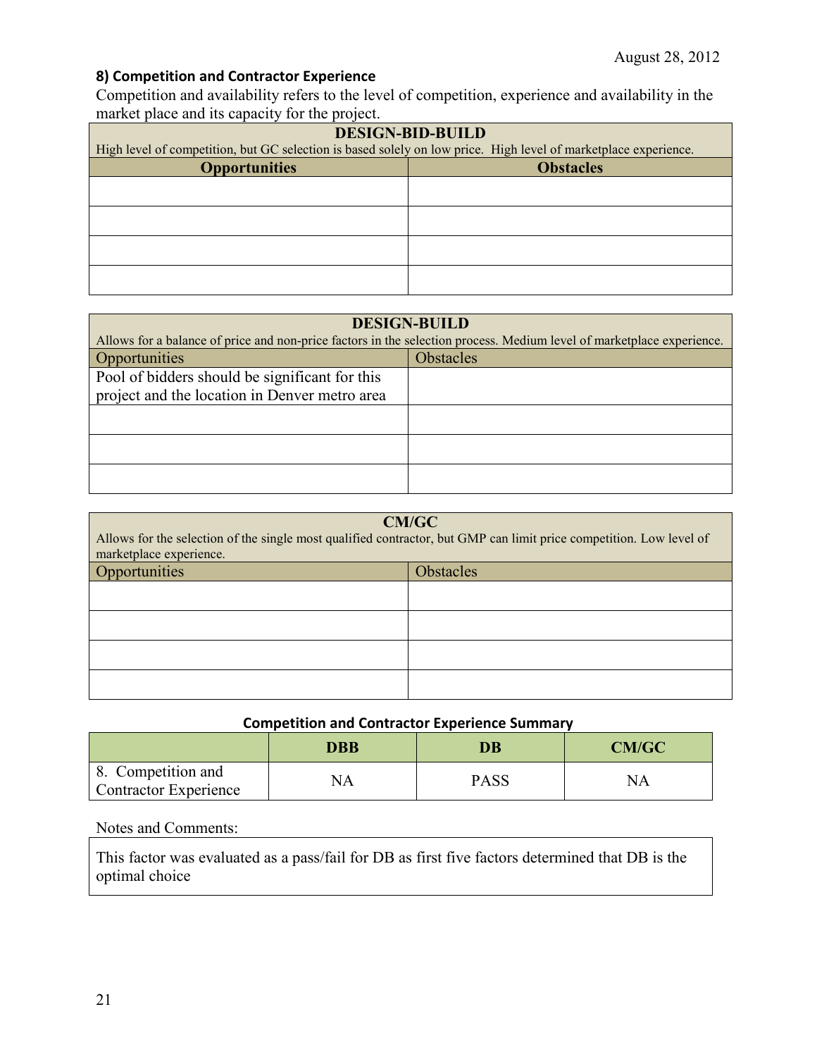August 28, 2012

### 8) Competition and Contractor Experience

Competition and availability refers to the level of competition, experience and availability in the market place and its capacity for the project.

| **DESIGN-BID-BUILD**<br>High level of competition, but GC selection is based solely on low price. High level of marketplace experience. | |
|---|---|
| **Opportunities** | **Obstacles** |
| | |
| | |
| | |
| | |

| **DESIGN-BUILD**<br>Allows for a balance of price and non-price factors in the selection process. Medium level of marketplace experience. | |
|---|---|
| Opportunities | Obstacles |
| Pool of bidders should be significant for this project and the location in Denver metro area | |
| | |
| | |
| | |

| **CM/GC**<br>Allows for the selection of the single most qualified contractor, but GMP can limit price competition. Low level of marketplace experience. | |
|---|---|
| Opportunities | Obstacles |
| | |
| | |
| | |
| | |

**Competition and Contractor Experience Summary**

| | DBB | DB | CM/GC |
|---|---|---|---|
| 8. Competition and Contractor Experience | NA | PASS | NA |

Notes and Comments:

This factor was evaluated as a pass/fail for DB as first five factors determined that DB is the optimal choice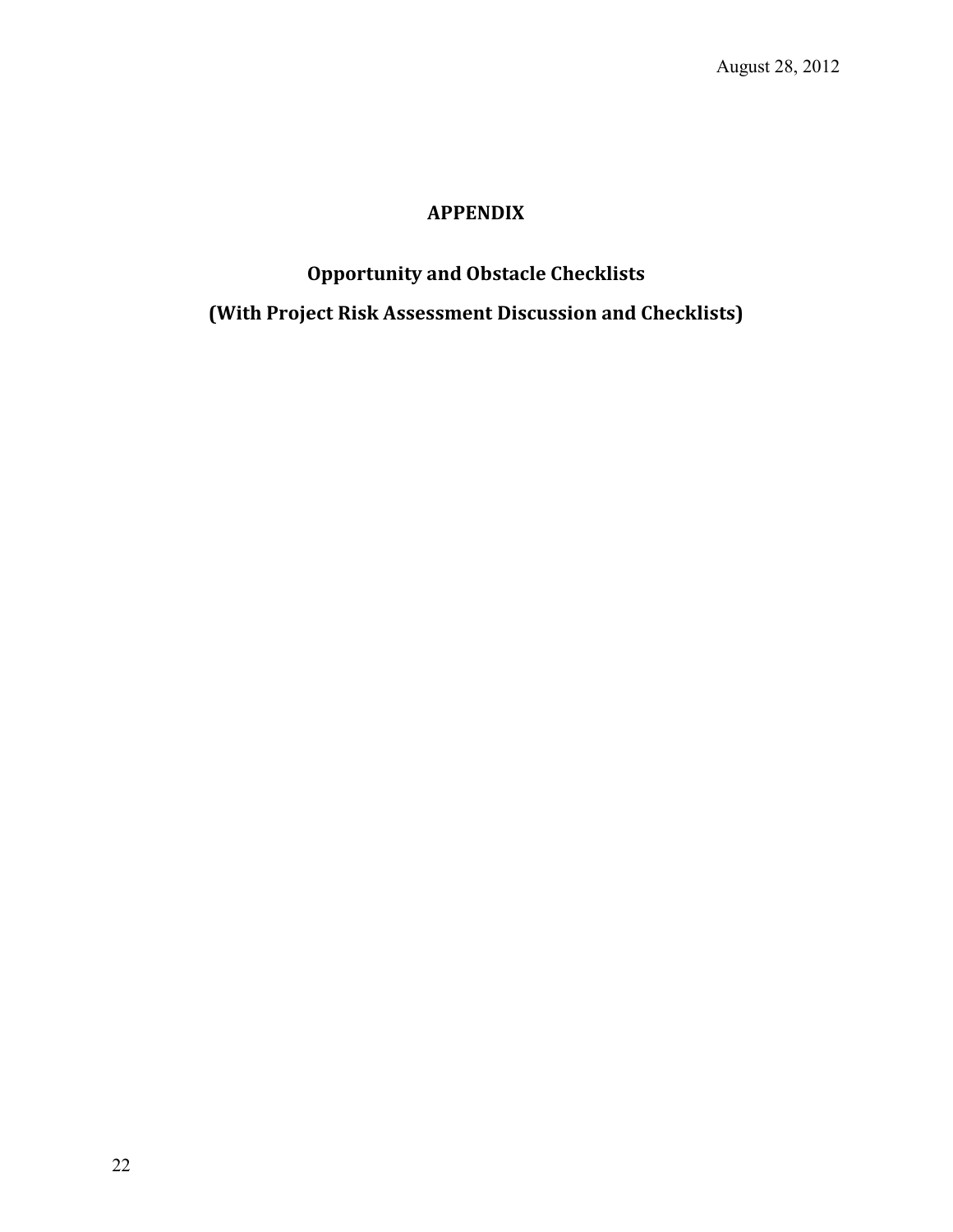# APPENDIX

## Opportunity and Obstacle Checklists

## (With Project Risk Assessment Discussion and Checklists)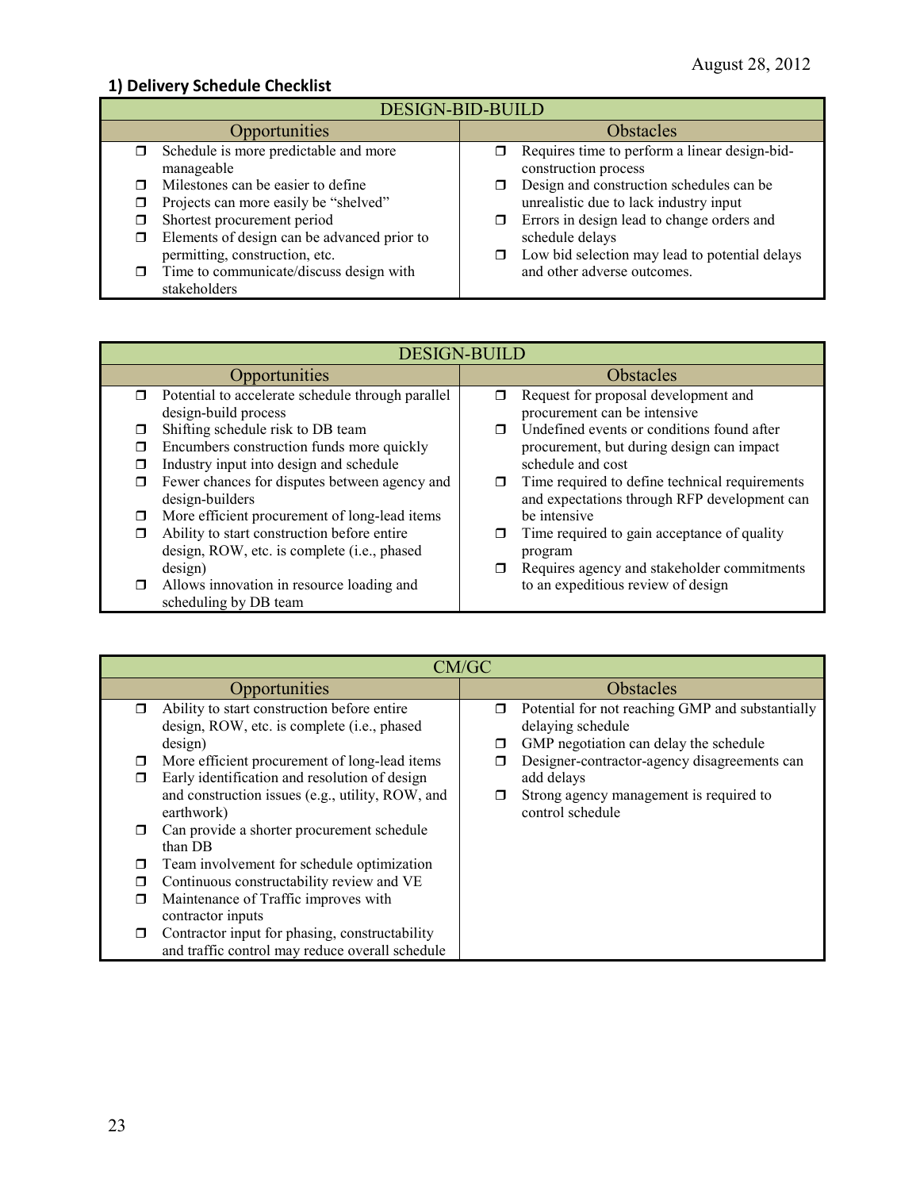August 28, 2012

### 1) Delivery Schedule Checklist

| DESIGN-BID-BUILD | |
|---|---|
| **Opportunities** | **Obstacles** |
| ❒ Schedule is more predictable and more manageable<br>❒ Milestones can be easier to define<br>❒ Projects can more easily be "shelved"<br>❒ Shortest procurement period<br>❒ Elements of design can be advanced prior to permitting, construction, etc.<br>❒ Time to communicate/discuss design with stakeholders | ❒ Requires time to perform a linear design-bid-construction process<br>❒ Design and construction schedules can be unrealistic due to lack industry input<br>❒ Errors in design lead to change orders and schedule delays<br>❒ Low bid selection may lead to potential delays and other adverse outcomes. |

| DESIGN-BUILD | |
|---|---|
| **Opportunities** | **Obstacles** |
| ❒ Potential to accelerate schedule through parallel design-build process<br>❒ Shifting schedule risk to DB team<br>❒ Encumbers construction funds more quickly<br>❒ Industry input into design and schedule<br>❒ Fewer chances for disputes between agency and design-builders<br>❒ More efficient procurement of long-lead items<br>❒ Ability to start construction before entire design, ROW, etc. is complete (i.e., phased design)<br>❒ Allows innovation in resource loading and scheduling by DB team | ❒ Request for proposal development and procurement can be intensive<br>❒ Undefined events or conditions found after procurement, but during design can impact schedule and cost<br>❒ Time required to define technical requirements and expectations through RFP development can be intensive<br>❒ Time required to gain acceptance of quality program<br>❒ Requires agency and stakeholder commitments to an expeditious review of design |

| CM/GC | |
|---|---|
| **Opportunities** | **Obstacles** |
| ❒ Ability to start construction before entire design, ROW, etc. is complete (i.e., phased design)<br>❒ More efficient procurement of long-lead items<br>❒ Early identification and resolution of design and construction issues (e.g., utility, ROW, and earthwork)<br>❒ Can provide a shorter procurement schedule than DB<br>❒ Team involvement for schedule optimization<br>❒ Continuous constructability review and VE<br>❒ Maintenance of Traffic improves with contractor inputs<br>❒ Contractor input for phasing, constructability and traffic control may reduce overall schedule | ❒ Potential for not reaching GMP and substantially delaying schedule<br>❒ GMP negotiation can delay the schedule<br>❒ Designer-contractor-agency disagreements can add delays<br>❒ Strong agency management is required to control schedule |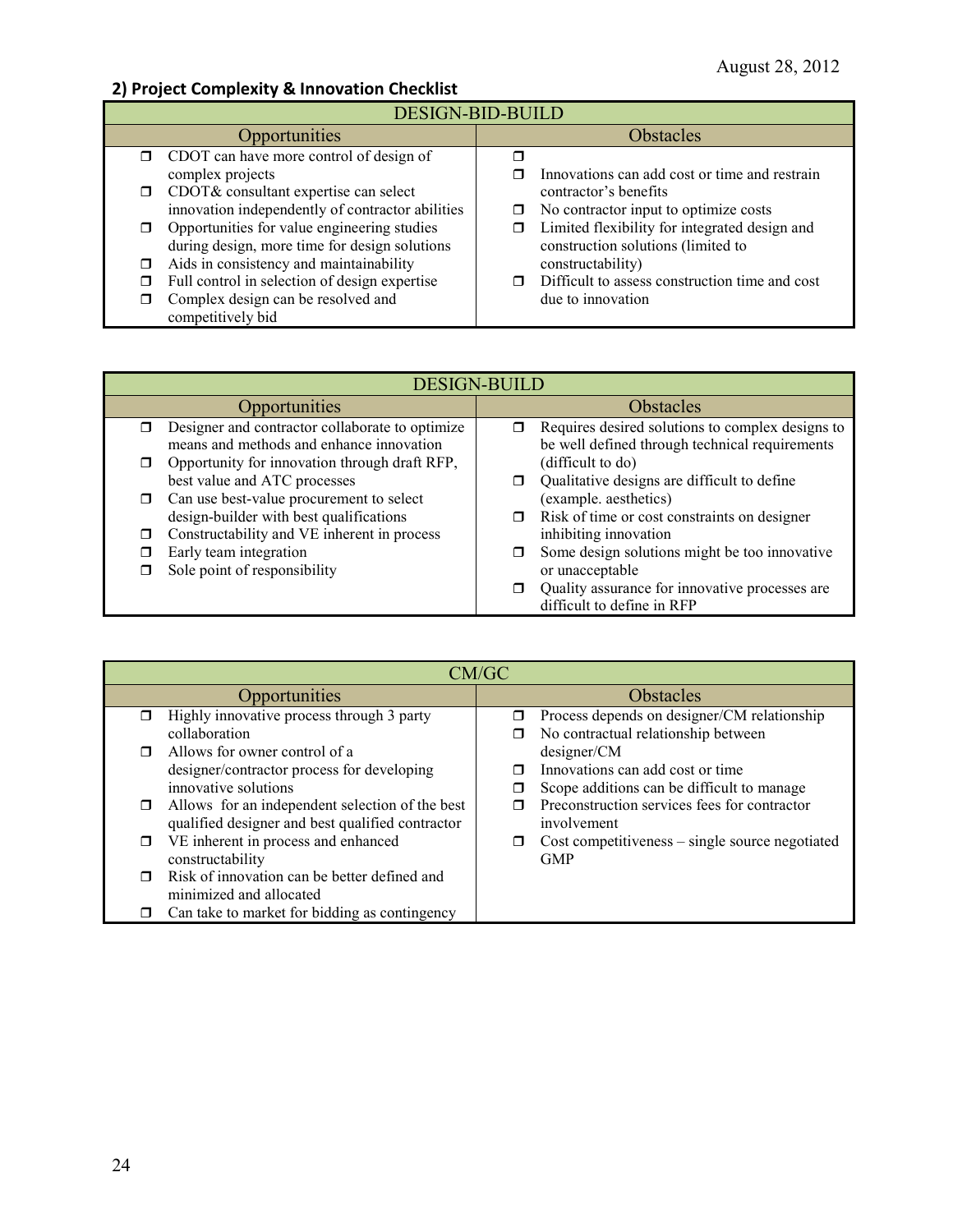August 28, 2012

## 2) Project Complexity & Innovation Checklist

| DESIGN-BID-BUILD | |
|---|---|
| Opportunities | Obstacles |
| ☐ CDOT can have more control of design of complex projects<br>☐ CDOT& consultant expertise can select innovation independently of contractor abilities<br>☐ Opportunities for value engineering studies during design, more time for design solutions<br>☐ Aids in consistency and maintainability<br>☐ Full control in selection of design expertise<br>☐ Complex design can be resolved and competitively bid | ☐<br>☐ Innovations can add cost or time and restrain contractor's benefits<br>☐ No contractor input to optimize costs<br>☐ Limited flexibility for integrated design and construction solutions (limited to constructability)<br>☐ Difficult to assess construction time and cost due to innovation |

| DESIGN-BUILD | |
|---|---|
| Opportunities | Obstacles |
| ☐ Designer and contractor collaborate to optimize means and methods and enhance innovation<br>☐ Opportunity for innovation through draft RFP, best value and ATC processes<br>☐ Can use best-value procurement to select design-builder with best qualifications<br>☐ Constructability and VE inherent in process<br>☐ Early team integration<br>☐ Sole point of responsibility | ☐ Requires desired solutions to complex designs to be well defined through technical requirements (difficult to do)<br>☐ Qualitative designs are difficult to define (example. aesthetics)<br>☐ Risk of time or cost constraints on designer inhibiting innovation<br>☐ Some design solutions might be too innovative or unacceptable<br>☐ Quality assurance for innovative processes are difficult to define in RFP |

| CM/GC | |
|---|---|
| Opportunities | Obstacles |
| ☐ Highly innovative process through 3 party collaboration<br>☐ Allows for owner control of a designer/contractor process for developing innovative solutions<br>☐ Allows for an independent selection of the best qualified designer and best qualified contractor<br>☐ VE inherent in process and enhanced constructability<br>☐ Risk of innovation can be better defined and minimized and allocated<br>☐ Can take to market for bidding as contingency | ☐ Process depends on designer/CM relationship<br>☐ No contractual relationship between designer/CM<br>☐ Innovations can add cost or time<br>☐ Scope additions can be difficult to manage<br>☐ Preconstruction services fees for contractor involvement<br>☐ Cost competitiveness – single source negotiated GMP |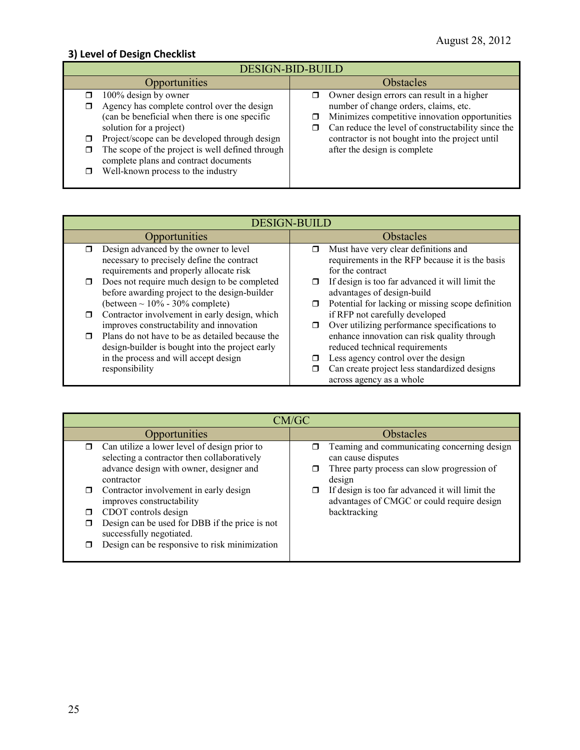### 3) Level of Design Checklist

| DESIGN-BID-BUILD | |
|---|---|
| Opportunities | Obstacles |
| ☐ 100% design by owner<br>☐ Agency has complete control over the design (can be beneficial when there is one specific solution for a project)<br>☐ Project/scope can be developed through design<br>☐ The scope of the project is well defined through complete plans and contract documents<br>☐ Well-known process to the industry | ☐ Owner design errors can result in a higher number of change orders, claims, etc.<br>☐ Minimizes competitive innovation opportunities<br>☐ Can reduce the level of constructability since the contractor is not bought into the project until after the design is complete |

| DESIGN-BUILD | |
|---|---|
| Opportunities | Obstacles |
| ☐ Design advanced by the owner to level necessary to precisely define the contract requirements and properly allocate risk<br>☐ Does not require much design to be completed before awarding project to the design-builder (between ~ 10% - 30% complete)<br>☐ Contractor involvement in early design, which improves constructability and innovation<br>☐ Plans do not have to be as detailed because the design-builder is bought into the project early in the process and will accept design responsibility | ☐ Must have very clear definitions and requirements in the RFP because it is the basis for the contract<br>☐ If design is too far advanced it will limit the advantages of design-build<br>☐ Potential for lacking or missing scope definition if RFP not carefully developed<br>☐ Over utilizing performance specifications to enhance innovation can risk quality through reduced technical requirements<br>☐ Less agency control over the design<br>☐ Can create project less standardized designs across agency as a whole |

| CM/GC | |
|---|---|
| Opportunities | Obstacles |
| ☐ Can utilize a lower level of design prior to selecting a contractor then collaboratively advance design with owner, designer and contractor<br>☐ Contractor involvement in early design improves constructability<br>☐ CDOT controls design<br>☐ Design can be used for DBB if the price is not successfully negotiated.<br>☐ Design can be responsive to risk minimization | ☐ Teaming and communicating concerning design can cause disputes<br>☐ Three party process can slow progression of design<br>☐ If design is too far advanced it will limit the advantages of CMGC or could require design backtracking |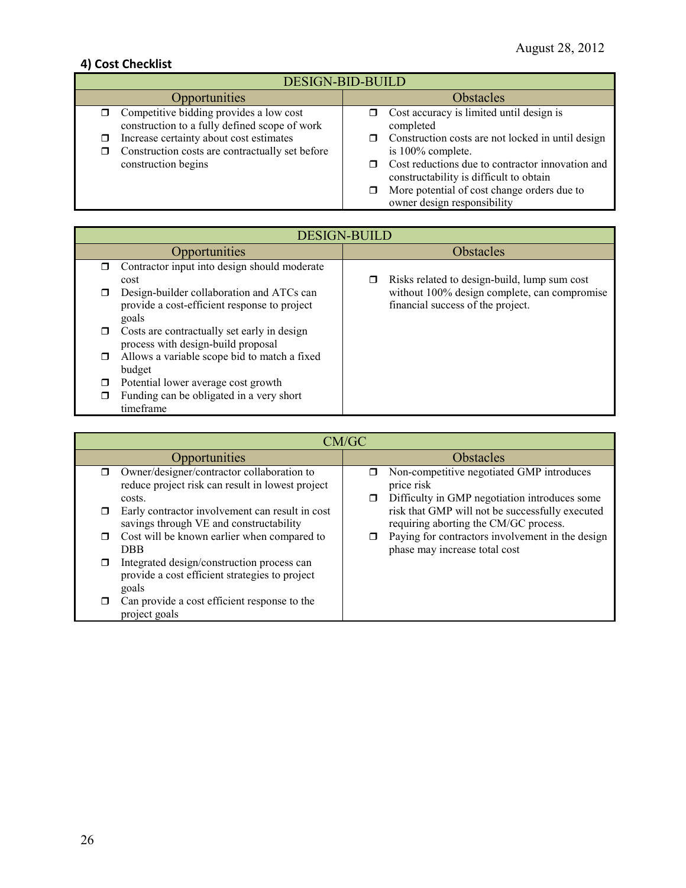August 28, 2012

## 4) Cost Checklist

| DESIGN-BID-BUILD | |
|---|---|
| **Opportunities** | **Obstacles** |
| ☐ Competitive bidding provides a low cost construction to a fully defined scope of work<br>☐ Increase certainty about cost estimates<br>☐ Construction costs are contractually set before construction begins | ☐ Cost accuracy is limited until design is completed<br>☐ Construction costs are not locked in until design is 100% complete.<br>☐ Cost reductions due to contractor innovation and constructability is difficult to obtain<br>☐ More potential of cost change orders due to owner design responsibility |

| DESIGN-BUILD | |
|---|---|
| **Opportunities** | **Obstacles** |
| ☐ Contractor input into design should moderate cost<br>☐ Design-builder collaboration and ATCs can provide a cost-efficient response to project goals<br>☐ Costs are contractually set early in design process with design-build proposal<br>☐ Allows a variable scope bid to match a fixed budget<br>☐ Potential lower average cost growth<br>☐ Funding can be obligated in a very short timeframe | ☐ Risks related to design-build, lump sum cost without 100% design complete, can compromise financial success of the project. |

| CM/GC | |
|---|---|
| **Opportunities** | **Obstacles** |
| ☐ Owner/designer/contractor collaboration to reduce project risk can result in lowest project costs.<br>☐ Early contractor involvement can result in cost savings through VE and constructability<br>☐ Cost will be known earlier when compared to DBB<br>☐ Integrated design/construction process can provide a cost efficient strategies to project goals<br>☐ Can provide a cost efficient response to the project goals | ☐ Non-competitive negotiated GMP introduces price risk<br>☐ Difficulty in GMP negotiation introduces some risk that GMP will not be successfully executed requiring aborting the CM/GC process.<br>☐ Paying for contractors involvement in the design phase may increase total cost |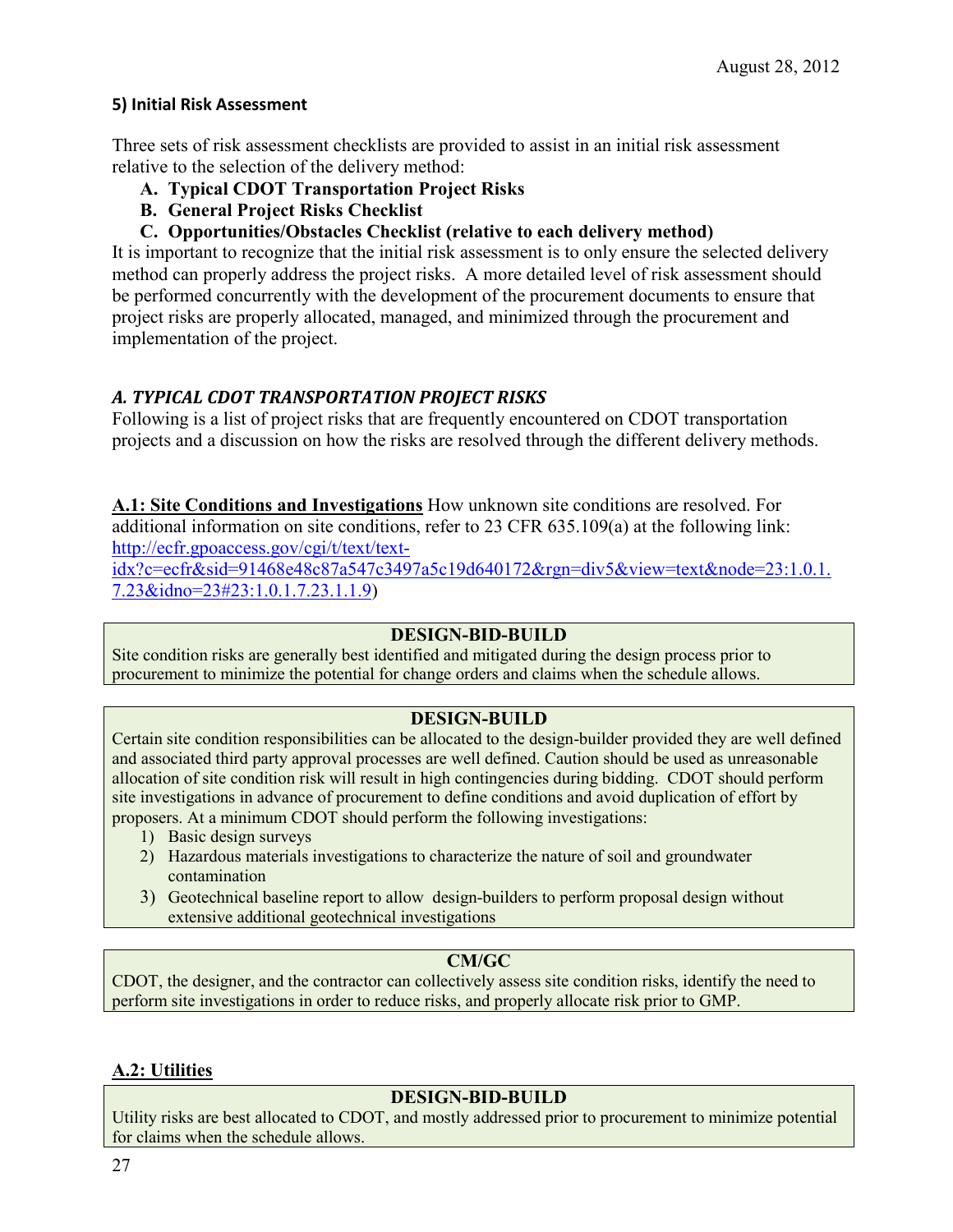### 5) Initial Risk Assessment

Three sets of risk assessment checklists are provided to assist in an initial risk assessment relative to the selection of the delivery method:

- **A. Typical CDOT Transportation Project Risks**
- **B. General Project Risks Checklist**
- **C. Opportunities/Obstacles Checklist (relative to each delivery method)**

It is important to recognize that the initial risk assessment is to only ensure the selected delivery method can properly address the project risks. A more detailed level of risk assessment should be performed concurrently with the development of the procurement documents to ensure that project risks are properly allocated, managed, and minimized through the procurement and implementation of the project.

#### *A. TYPICAL CDOT TRANSPORTATION PROJECT RISKS*

Following is a list of project risks that are frequently encountered on CDOT transportation projects and a discussion on how the risks are resolved through the different delivery methods.

**A.1: Site Conditions and Investigations** How unknown site conditions are resolved. For additional information on site conditions, refer to 23 CFR 635.109(a) at the following link: http://ecfr.gpoaccess.gov/cgi/t/text/text-idx?c=ecfr&sid=91468e48c87a547c3497a5c19d640172&rgn=div5&view=text&node=23:1.0.1.7.23&idno=23#23:1.0.1.7.23.1.1.9)

**DESIGN-BID-BUILD**

Site condition risks are generally best identified and mitigated during the design process prior to procurement to minimize the potential for change orders and claims when the schedule allows.

**DESIGN-BUILD**

Certain site condition responsibilities can be allocated to the design-builder provided they are well defined and associated third party approval processes are well defined. Caution should be used as unreasonable allocation of site condition risk will result in high contingencies during bidding. CDOT should perform site investigations in advance of procurement to define conditions and avoid duplication of effort by proposers. At a minimum CDOT should perform the following investigations:

1) Basic design surveys
2) Hazardous materials investigations to characterize the nature of soil and groundwater contamination
3) Geotechnical baseline report to allow design-builders to perform proposal design without extensive additional geotechnical investigations

**CM/GC**

CDOT, the designer, and the contractor can collectively assess site condition risks, identify the need to perform site investigations in order to reduce risks, and properly allocate risk prior to GMP.

**A.2: Utilities**

**DESIGN-BID-BUILD**

Utility risks are best allocated to CDOT, and mostly addressed prior to procurement to minimize potential for claims when the schedule allows.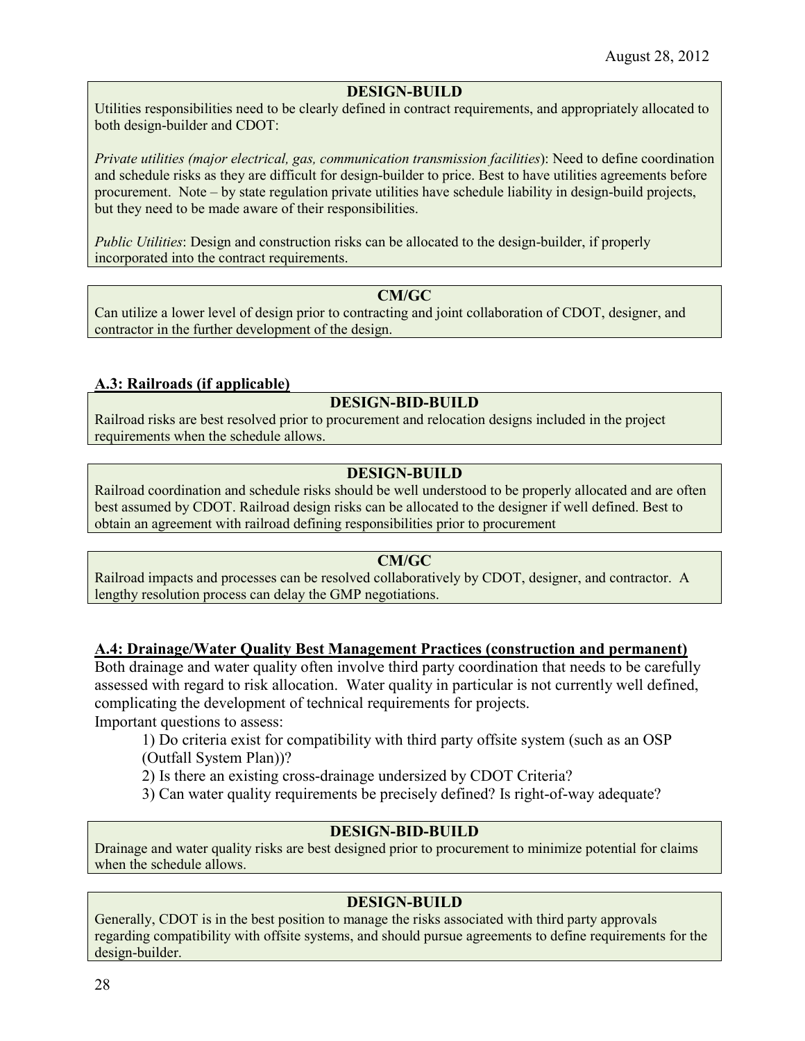**DESIGN-BUILD**

Utilities responsibilities need to be clearly defined in contract requirements, and appropriately allocated to both design-builder and CDOT:

*Private utilities (major electrical, gas, communication transmission facilities)*: Need to define coordination and schedule risks as they are difficult for design-builder to price. Best to have utilities agreements before procurement. Note – by state regulation private utilities have schedule liability in design-build projects, but they need to be made aware of their responsibilities.

*Public Utilities*: Design and construction risks can be allocated to the design-builder, if properly incorporated into the contract requirements.

**CM/GC**

Can utilize a lower level of design prior to contracting and joint collaboration of CDOT, designer, and contractor in the further development of the design.

## A.3: Railroads (if applicable)

**DESIGN-BID-BUILD**

Railroad risks are best resolved prior to procurement and relocation designs included in the project requirements when the schedule allows.

**DESIGN-BUILD**

Railroad coordination and schedule risks should be well understood to be properly allocated and are often best assumed by CDOT. Railroad design risks can be allocated to the designer if well defined. Best to obtain an agreement with railroad defining responsibilities prior to procurement

**CM/GC**

Railroad impacts and processes can be resolved collaboratively by CDOT, designer, and contractor. A lengthy resolution process can delay the GMP negotiations.

## A.4: Drainage/Water Quality Best Management Practices (construction and permanent)

Both drainage and water quality often involve third party coordination that needs to be carefully assessed with regard to risk allocation. Water quality in particular is not currently well defined, complicating the development of technical requirements for projects.

Important questions to assess:

1) Do criteria exist for compatibility with third party offsite system (such as an OSP (Outfall System Plan))?

2) Is there an existing cross-drainage undersized by CDOT Criteria?

3) Can water quality requirements be precisely defined? Is right-of-way adequate?

**DESIGN-BID-BUILD**

Drainage and water quality risks are best designed prior to procurement to minimize potential for claims when the schedule allows.

**DESIGN-BUILD**

Generally, CDOT is in the best position to manage the risks associated with third party approvals regarding compatibility with offsite systems, and should pursue agreements to define requirements for the design-builder.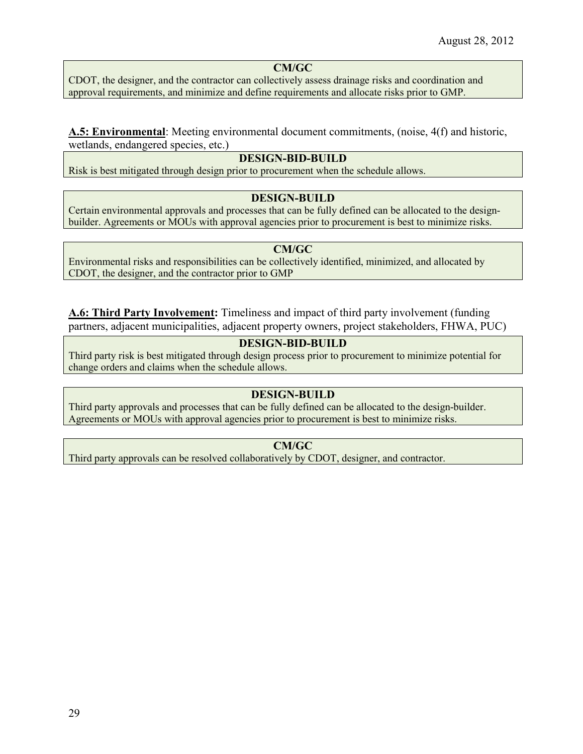**CM/GC**

CDOT, the designer, and the contractor can collectively assess drainage risks and coordination and approval requirements, and minimize and define requirements and allocate risks prior to GMP.

**A.5: Environmental**: Meeting environmental document commitments, (noise, 4(f) and historic, wetlands, endangered species, etc.)

**DESIGN-BID-BUILD**

Risk is best mitigated through design prior to procurement when the schedule allows.

**DESIGN-BUILD**

Certain environmental approvals and processes that can be fully defined can be allocated to the design-builder. Agreements or MOUs with approval agencies prior to procurement is best to minimize risks.

**CM/GC**

Environmental risks and responsibilities can be collectively identified, minimized, and allocated by CDOT, the designer, and the contractor prior to GMP

**A.6: Third Party Involvement:** Timeliness and impact of third party involvement (funding partners, adjacent municipalities, adjacent property owners, project stakeholders, FHWA, PUC)

**DESIGN-BID-BUILD**

Third party risk is best mitigated through design process prior to procurement to minimize potential for change orders and claims when the schedule allows.

**DESIGN-BUILD**

Third party approvals and processes that can be fully defined can be allocated to the design-builder. Agreements or MOUs with approval agencies prior to procurement is best to minimize risks.

**CM/GC**

Third party approvals can be resolved collaboratively by CDOT, designer, and contractor.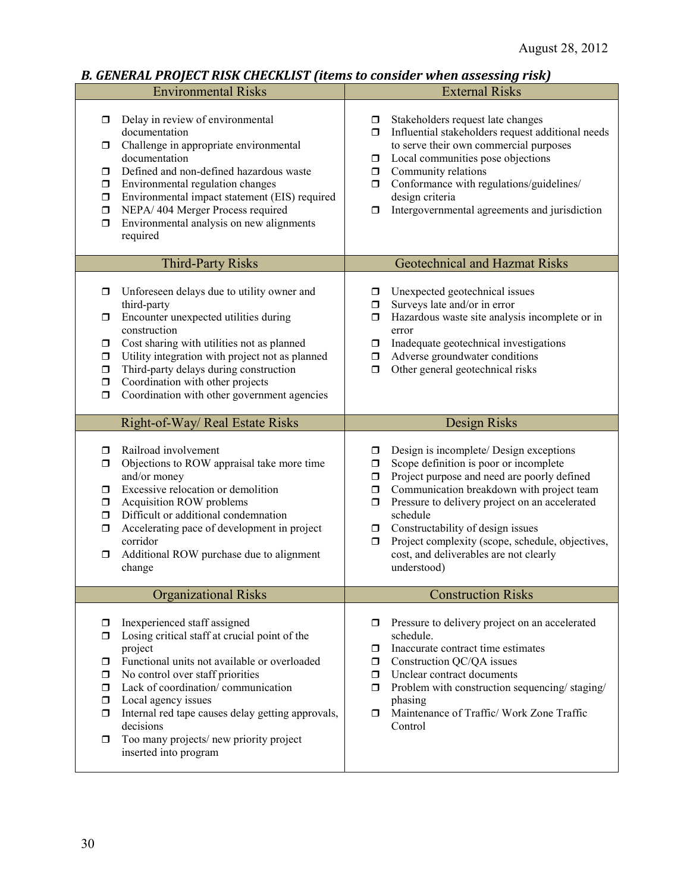### *B. GENERAL PROJECT RISK CHECKLIST (items to consider when assessing risk)*

| Environmental Risks | External Risks |
|---|---|
| ❒ Delay in review of environmental documentation<br>❒ Challenge in appropriate environmental documentation<br>❒ Defined and non-defined hazardous waste<br>❒ Environmental regulation changes<br>❒ Environmental impact statement (EIS) required<br>❒ NEPA/ 404 Merger Process required<br>❒ Environmental analysis on new alignments required | ❒ Stakeholders request late changes<br>❒ Influential stakeholders request additional needs to serve their own commercial purposes<br>❒ Local communities pose objections<br>❒ Community relations<br>❒ Conformance with regulations/guidelines/ design criteria<br>❒ Intergovernmental agreements and jurisdiction |
| **Third-Party Risks** | **Geotechnical and Hazmat Risks** |
| ❒ Unforeseen delays due to utility owner and third-party<br>❒ Encounter unexpected utilities during construction<br>❒ Cost sharing with utilities not as planned<br>❒ Utility integration with project not as planned<br>❒ Third-party delays during construction<br>❒ Coordination with other projects<br>❒ Coordination with other government agencies | ❒ Unexpected geotechnical issues<br>❒ Surveys late and/or in error<br>❒ Hazardous waste site analysis incomplete or in error<br>❒ Inadequate geotechnical investigations<br>❒ Adverse groundwater conditions<br>❒ Other general geotechnical risks |
| **Right-of-Way/ Real Estate Risks** | **Design Risks** |
| ❒ Railroad involvement<br>❒ Objections to ROW appraisal take more time and/or money<br>❒ Excessive relocation or demolition<br>❒ Acquisition ROW problems<br>❒ Difficult or additional condemnation<br>❒ Accelerating pace of development in project corridor<br>❒ Additional ROW purchase due to alignment change | ❒ Design is incomplete/ Design exceptions<br>❒ Scope definition is poor or incomplete<br>❒ Project purpose and need are poorly defined<br>❒ Communication breakdown with project team<br>❒ Pressure to delivery project on an accelerated schedule<br>❒ Constructability of design issues<br>❒ Project complexity (scope, schedule, objectives, cost, and deliverables are not clearly understood) |
| **Organizational Risks** | **Construction Risks** |
| ❒ Inexperienced staff assigned<br>❒ Losing critical staff at crucial point of the project<br>❒ Functional units not available or overloaded<br>❒ No control over staff priorities<br>❒ Lack of coordination/ communication<br>❒ Local agency issues<br>❒ Internal red tape causes delay getting approvals, decisions<br>❒ Too many projects/ new priority project inserted into program | ❒ Pressure to delivery project on an accelerated schedule.<br>❒ Inaccurate contract time estimates<br>❒ Construction QC/QA issues<br>❒ Unclear contract documents<br>❒ Problem with construction sequencing/ staging/ phasing<br>❒ Maintenance of Traffic/ Work Zone Traffic Control |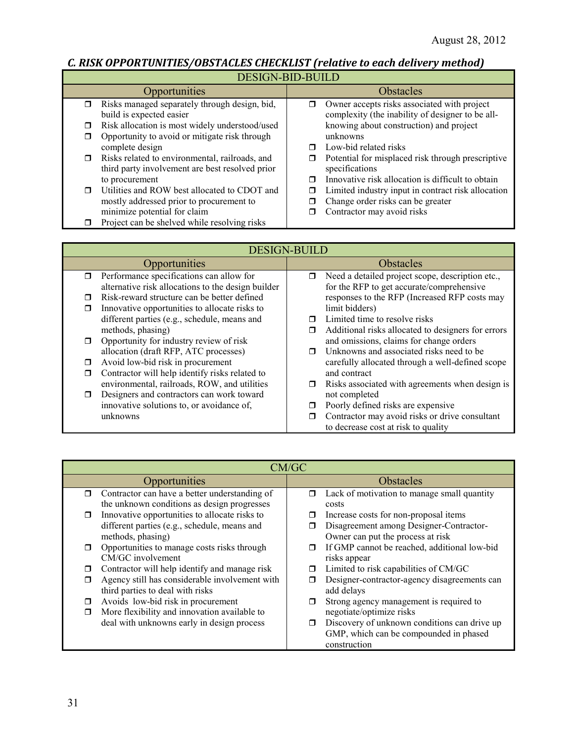### C. RISK OPPORTUNITIES/OBSTACLES CHECKLIST (relative to each delivery method)

| DESIGN-BID-BUILD | |
|---|---|
| **Opportunities** | **Obstacles** |
| ❒ Risks managed separately through design, bid, build is expected easier<br>❒ Risk allocation is most widely understood/used<br>❒ Opportunity to avoid or mitigate risk through complete design<br>❒ Risks related to environmental, railroads, and third party involvement are best resolved prior to procurement<br>❒ Utilities and ROW best allocated to CDOT and mostly addressed prior to procurement to minimize potential for claim<br>❒ Project can be shelved while resolving risks | ❒ Owner accepts risks associated with project complexity (the inability of designer to be all-knowing about construction) and project unknowns<br>❒ Low-bid related risks<br>❒ Potential for misplaced risk through prescriptive specifications<br>❒ Innovative risk allocation is difficult to obtain<br>❒ Limited industry input in contract risk allocation<br>❒ Change order risks can be greater<br>❒ Contractor may avoid risks |

| DESIGN-BUILD | |
|---|---|
| **Opportunities** | **Obstacles** |
| ❒ Performance specifications can allow for alternative risk allocations to the design builder<br>❒ Risk-reward structure can be better defined<br>❒ Innovative opportunities to allocate risks to different parties (e.g., schedule, means and methods, phasing)<br>❒ Opportunity for industry review of risk allocation (draft RFP, ATC processes)<br>❒ Avoid low-bid risk in procurement<br>❒ Contractor will help identify risks related to environmental, railroads, ROW, and utilities<br>❒ Designers and contractors can work toward innovative solutions to, or avoidance of, unknowns | ❒ Need a detailed project scope, description etc., for the RFP to get accurate/comprehensive responses to the RFP (Increased RFP costs may limit bidders)<br>❒ Limited time to resolve risks<br>❒ Additional risks allocated to designers for errors and omissions, claims for change orders<br>❒ Unknowns and associated risks need to be carefully allocated through a well-defined scope and contract<br>❒ Risks associated with agreements when design is not completed<br>❒ Poorly defined risks are expensive<br>❒ Contractor may avoid risks or drive consultant to decrease cost at risk to quality |

| CM/GC | |
|---|---|
| **Opportunities** | **Obstacles** |
| ❒ Contractor can have a better understanding of the unknown conditions as design progresses<br>❒ Innovative opportunities to allocate risks to different parties (e.g., schedule, means and methods, phasing)<br>❒ Opportunities to manage costs risks through CM/GC involvement<br>❒ Contractor will help identify and manage risk<br>❒ Agency still has considerable involvement with third parties to deal with risks<br>❒ Avoids low-bid risk in procurement<br>❒ More flexibility and innovation available to deal with unknowns early in design process | ❒ Lack of motivation to manage small quantity costs<br>❒ Increase costs for non-proposal items<br>❒ Disagreement among Designer-Contractor-Owner can put the process at risk<br>❒ If GMP cannot be reached, additional low-bid risks appear<br>❒ Limited to risk capabilities of CM/GC<br>❒ Designer-contractor-agency disagreements can add delays<br>❒ Strong agency management is required to negotiate/optimize risks<br>❒ Discovery of unknown conditions can drive up GMP, which can be compounded in phased construction |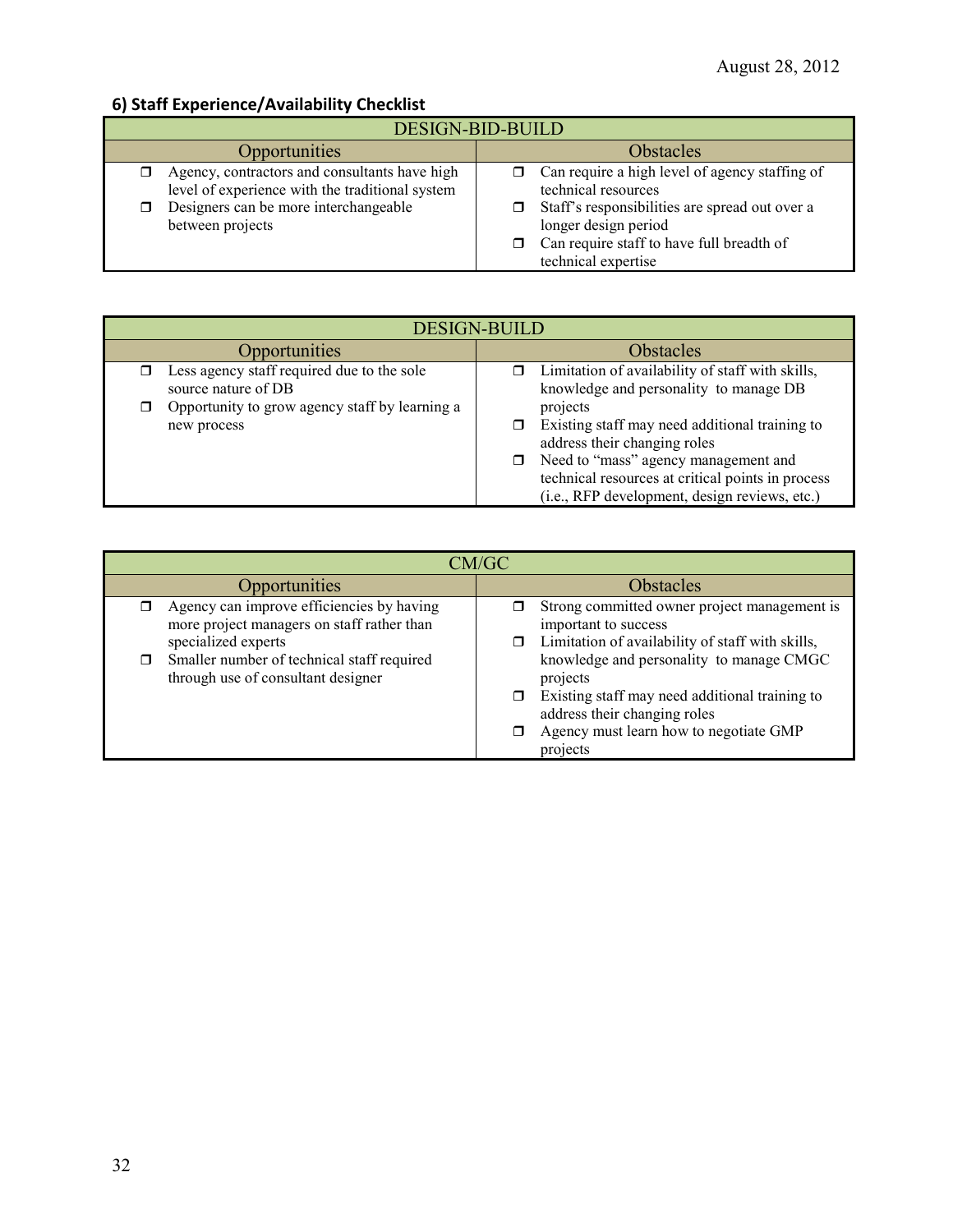### 6) Staff Experience/Availability Checklist

| DESIGN-BID-BUILD | |
|---|---|
| **Opportunities** | **Obstacles** |
| ❒ Agency, contractors and consultants have high level of experience with the traditional system<br>❒ Designers can be more interchangeable between projects | ❒ Can require a high level of agency staffing of technical resources<br>❒ Staff's responsibilities are spread out over a longer design period<br>❒ Can require staff to have full breadth of technical expertise |

| DESIGN-BUILD | |
|---|---|
| **Opportunities** | **Obstacles** |
| ❒ Less agency staff required due to the sole source nature of DB<br>❒ Opportunity to grow agency staff by learning a new process | ❒ Limitation of availability of staff with skills, knowledge and personality to manage DB projects<br>❒ Existing staff may need additional training to address their changing roles<br>❒ Need to "mass" agency management and technical resources at critical points in process (i.e., RFP development, design reviews, etc.) |

| CM/GC | |
|---|---|
| **Opportunities** | **Obstacles** |
| ❒ Agency can improve efficiencies by having more project managers on staff rather than specialized experts<br>❒ Smaller number of technical staff required through use of consultant designer | ❒ Strong committed owner project management is important to success<br>❒ Limitation of availability of staff with skills, knowledge and personality to manage CMGC projects<br>❒ Existing staff may need additional training to address their changing roles<br>❒ Agency must learn how to negotiate GMP projects |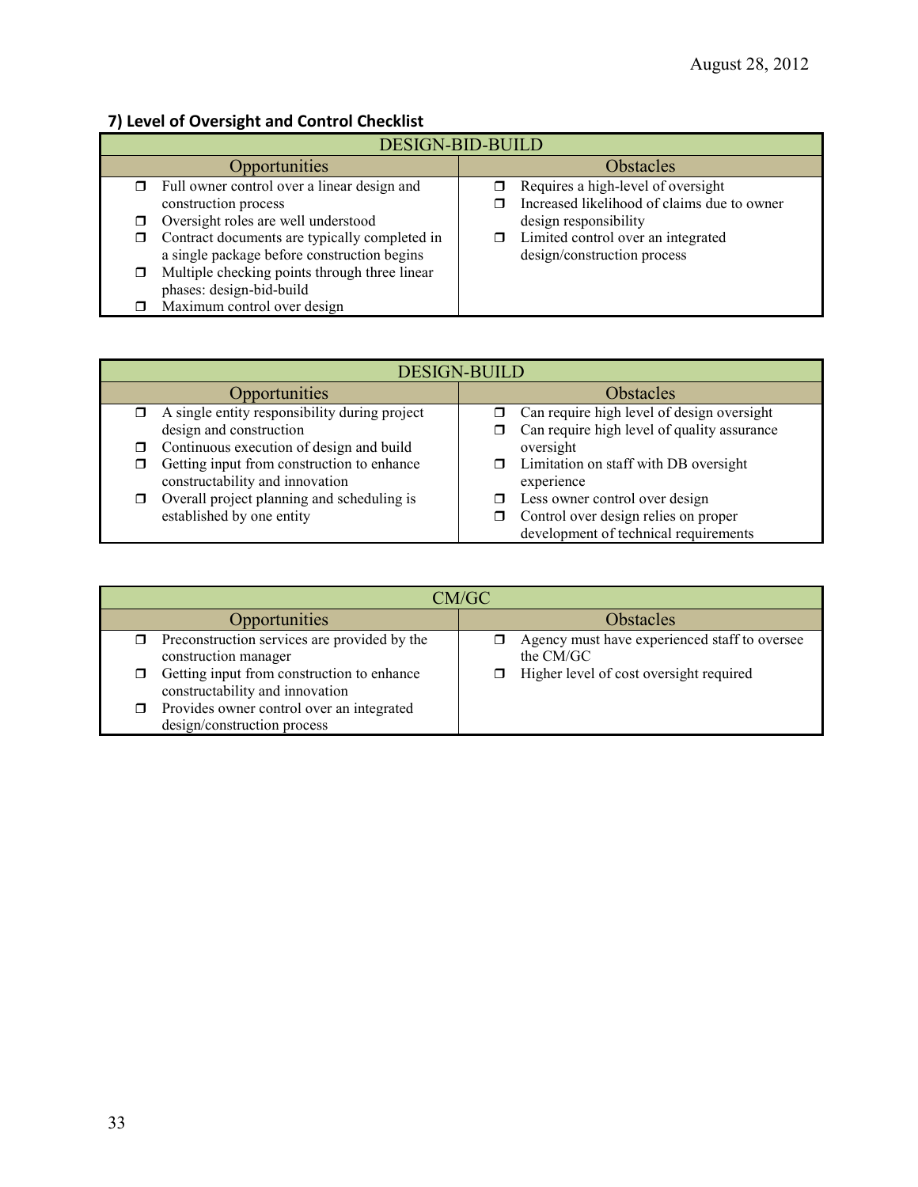### 7) Level of Oversight and Control Checklist

| DESIGN-BID-BUILD | |
|---|---|
| **Opportunities** | **Obstacles** |
| ❒ Full owner control over a linear design and construction process<br>❒ Oversight roles are well understood<br>❒ Contract documents are typically completed in a single package before construction begins<br>❒ Multiple checking points through three linear phases: design-bid-build<br>❒ Maximum control over design | ❒ Requires a high-level of oversight<br>❒ Increased likelihood of claims due to owner design responsibility<br>❒ Limited control over an integrated design/construction process |

| DESIGN-BUILD | |
|---|---|
| **Opportunities** | **Obstacles** |
| ❒ A single entity responsibility during project design and construction<br>❒ Continuous execution of design and build<br>❒ Getting input from construction to enhance constructability and innovation<br>❒ Overall project planning and scheduling is established by one entity | ❒ Can require high level of design oversight<br>❒ Can require high level of quality assurance oversight<br>❒ Limitation on staff with DB oversight experience<br>❒ Less owner control over design<br>❒ Control over design relies on proper development of technical requirements |

| CM/GC | |
|---|---|
| **Opportunities** | **Obstacles** |
| ❒ Preconstruction services are provided by the construction manager<br>❒ Getting input from construction to enhance constructability and innovation<br>❒ Provides owner control over an integrated design/construction process | ❒ Agency must have experienced staff to oversee the CM/GC<br>❒ Higher level of cost oversight required |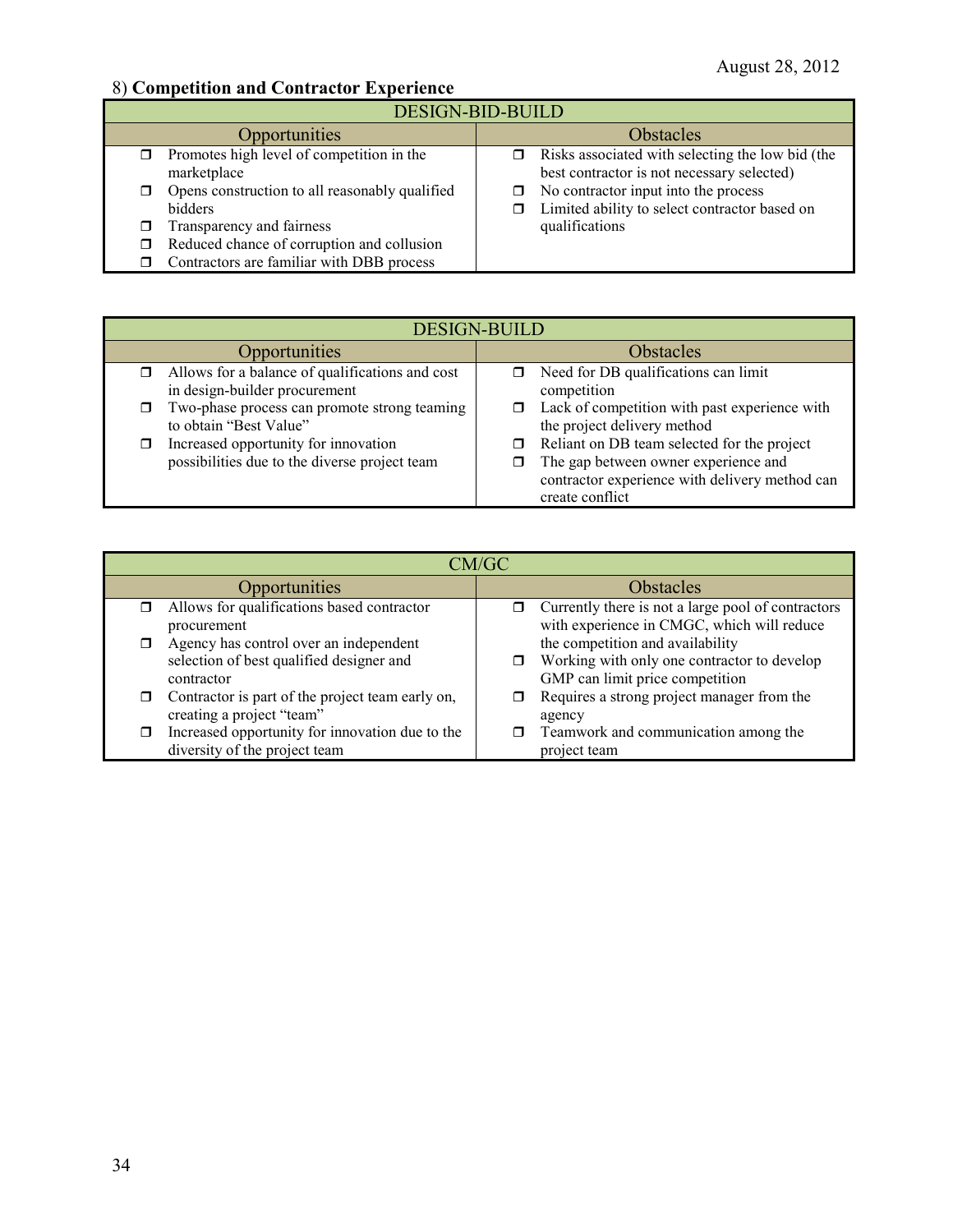## 8) **Competition and Contractor Experience**

| DESIGN-BID-BUILD | |
|---|---|
| **Opportunities** | **Obstacles** |
| ❒ Promotes high level of competition in the marketplace<br>❒ Opens construction to all reasonably qualified bidders<br>❒ Transparency and fairness<br>❒ Reduced chance of corruption and collusion<br>❒ Contractors are familiar with DBB process | ❒ Risks associated with selecting the low bid (the best contractor is not necessary selected)<br>❒ No contractor input into the process<br>❒ Limited ability to select contractor based on qualifications |

| DESIGN-BUILD | |
|---|---|
| **Opportunities** | **Obstacles** |
| ❒ Allows for a balance of qualifications and cost in design-builder procurement<br>❒ Two-phase process can promote strong teaming to obtain "Best Value"<br>❒ Increased opportunity for innovation possibilities due to the diverse project team | ❒ Need for DB qualifications can limit competition<br>❒ Lack of competition with past experience with the project delivery method<br>❒ Reliant on DB team selected for the project<br>❒ The gap between owner experience and contractor experience with delivery method can create conflict |

| CM/GC | |
|---|---|
| **Opportunities** | **Obstacles** |
| ❒ Allows for qualifications based contractor procurement<br>❒ Agency has control over an independent selection of best qualified designer and contractor<br>❒ Contractor is part of the project team early on, creating a project "team"<br>❒ Increased opportunity for innovation due to the diversity of the project team | ❒ Currently there is not a large pool of contractors with experience in CMGC, which will reduce the competition and availability<br>❒ Working with only one contractor to develop GMP can limit price competition<br>❒ Requires a strong project manager from the agency<br>❒ Teamwork and communication among the project team |